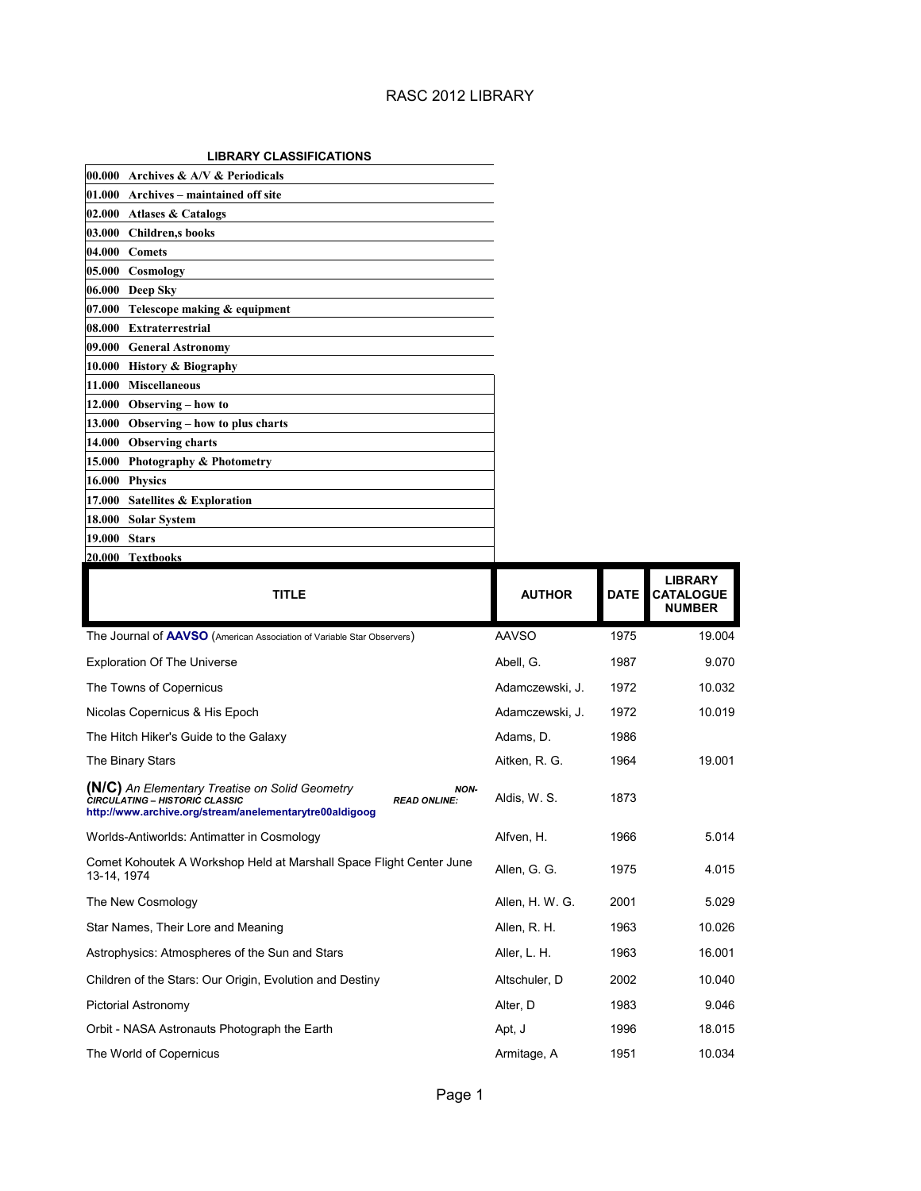# RASC 2012 LIBRARY

**LIBRARY CLASSIFICATIONS**

| | |
|---|---|
| **00.000** | **Archives & A/V & Periodicals** |
| **01.000** | **Archives – maintained off site** |
| **02.000** | **Atlases & Catalogs** |
| **03.000** | **Children,s books** |
| **04.000** | **Comets** |
| **05.000** | **Cosmology** |
| **06.000** | **Deep Sky** |
| **07.000** | **Telescope making & equipment** |
| **08.000** | **Extraterrestrial** |
| **09.000** | **General Astronomy** |
| **10.000** | **History & Biography** |
| **11.000** | **Miscellaneous** |
| **12.000** | **Observing – how to** |
| **13.000** | **Observing – how to plus charts** |
| **14.000** | **Observing charts** |
| **15.000** | **Photography & Photometry** |
| **16.000** | **Physics** |
| **17.000** | **Satellites & Exploration** |
| **18.000** | **Solar System** |
| **19.000** | **Stars** |
| **20.000** | **Textbooks** |

| TITLE | AUTHOR | DATE | LIBRARY CATALOGUE NUMBER |
|---|---|---|---|
| The Journal of **AAVSO** (American Association of Variable Star Observers) | AAVSO | 1975 | 19.004 |
| Exploration Of The Universe | Abell, G. | 1987 | 9.070 |
| The Towns of Copernicus | Adamczewski, J. | 1972 | 10.032 |
| Nicolas Copernicus & His Epoch | Adamczewski, J. | 1972 | 10.019 |
| The Hitch Hiker's Guide to the Galaxy | Adams, D. | 1986 | |
| The Binary Stars | Aitken, R. G. | 1964 | 19.001 |
| **(N/C)** *An Elementary Treatise on Solid Geometry* ***NON-CIRCULATING – HISTORIC CLASSIC*** ***READ ONLINE:*** **http://www.archive.org/stream/anelementarytre00aldigoog** | Aldis, W. S. | 1873 | |
| Worlds-Antiworlds: Antimatter in Cosmology | Alfven, H. | 1966 | 5.014 |
| Comet Kohoutek A Workshop Held at Marshall Space Flight Center June 13-14, 1974 | Allen, G. G. | 1975 | 4.015 |
| The New Cosmology | Allen, H. W. G. | 2001 | 5.029 |
| Star Names, Their Lore and Meaning | Allen, R. H. | 1963 | 10.026 |
| Astrophysics: Atmospheres of the Sun and Stars | Aller, L. H. | 1963 | 16.001 |
| Children of the Stars: Our Origin, Evolution and Destiny | Altschuler, D | 2002 | 10.040 |
| Pictorial Astronomy | Alter, D | 1983 | 9.046 |
| Orbit - NASA Astronauts Photograph the Earth | Apt, J | 1996 | 18.015 |
| The World of Copernicus | Armitage, A | 1951 | 10.034 |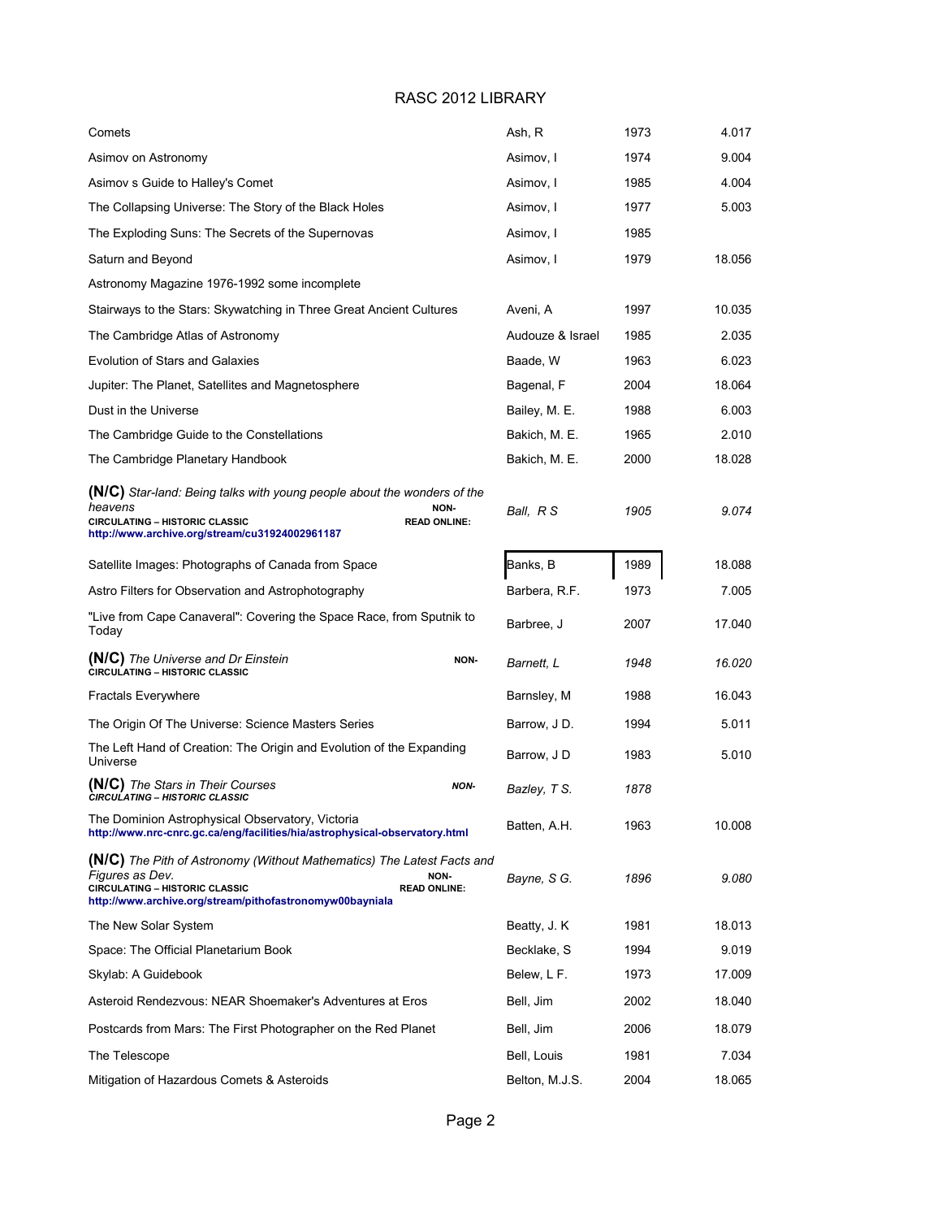# RASC 2012 LIBRARY

| Title | Author | Year | Number |
|---|---|---|---|
| Comets | Ash, R | 1973 | 4.017 |
| Asimov on Astronomy | Asimov, I | 1974 | 9.004 |
| Asimov s Guide to Halley's Comet | Asimov, I | 1985 | 4.004 |
| The Collapsing Universe: The Story of the Black Holes | Asimov, I | 1977 | 5.003 |
| The Exploding Suns: The Secrets of the Supernovas | Asimov, I | 1985 | |
| Saturn and Beyond | Asimov, I | 1979 | 18.056 |
| Astronomy Magazine 1976-1992 some incomplete | | | |
| Stairways to the Stars: Skywatching in Three Great Ancient Cultures | Aveni, A | 1997 | 10.035 |
| The Cambridge Atlas of Astronomy | Audouze & Israel | 1985 | 2.035 |
| Evolution of Stars and Galaxies | Baade, W | 1963 | 6.023 |
| Jupiter: The Planet, Satellites and Magnetosphere | Bagenal, F | 2004 | 18.064 |
| Dust in the Universe | Bailey, M. E. | 1988 | 6.003 |
| The Cambridge Guide to the Constellations | Bakich, M. E. | 1965 | 2.010 |
| The Cambridge Planetary Handbook | Bakich, M. E. | 2000 | 18.028 |
| **(N/C)** *Star-land: Being talks with young people about the wonders of the heavens* **NON-CIRCULATING – HISTORIC CLASSIC** **READ ONLINE: http://www.archive.org/stream/cu31924002961187** | *Ball, R S* | *1905* | *9.074* |
| Satellite Images: Photographs of Canada from Space | Banks, B | 1989 | 18.088 |
| Astro Filters for Observation and Astrophotography | Barbera, R.F. | 1973 | 7.005 |
| "Live from Cape Canaveral": Covering the Space Race, from Sputnik to Today | Barbree, J | 2007 | 17.040 |
| **(N/C)** *The Universe and Dr Einstein* **NON-CIRCULATING – HISTORIC CLASSIC** | *Barnett, L* | *1948* | *16.020* |
| Fractals Everywhere | Barnsley, M | 1988 | 16.043 |
| The Origin Of The Universe: Science Masters Series | Barrow, J D. | 1994 | 5.011 |
| The Left Hand of Creation: The Origin and Evolution of the Expanding Universe | Barrow, J D | 1983 | 5.010 |
| **(N/C)** *The Stars in Their Courses* ***NON-CIRCULATING – HISTORIC CLASSIC*** | *Bazley, T S.* | *1878* | |
| The Dominion Astrophysical Observatory, Victoria **http://www.nrc-cnrc.gc.ca/eng/facilities/hia/astrophysical-observatory.html** | Batten, A.H. | 1963 | 10.008 |
| **(N/C)** *The Pith of Astronomy (Without Mathematics) The Latest Facts and Figures as Dev.* **NON-CIRCULATING – HISTORIC CLASSIC** **READ ONLINE: http://www.archive.org/stream/pithofastronomyw00bayniala** | *Bayne, S G.* | *1896* | *9.080* |
| The New Solar System | Beatty, J. K | 1981 | 18.013 |
| Space: The Official Planetarium Book | Becklake, S | 1994 | 9.019 |
| Skylab: A Guidebook | Belew, L F. | 1973 | 17.009 |
| Asteroid Rendezvous: NEAR Shoemaker's Adventures at Eros | Bell, Jim | 2002 | 18.040 |
| Postcards from Mars: The First Photographer on the Red Planet | Bell, Jim | 2006 | 18.079 |
| The Telescope | Bell, Louis | 1981 | 7.034 |
| Mitigation of Hazardous Comets & Asteroids | Belton, M.J.S. | 2004 | 18.065 |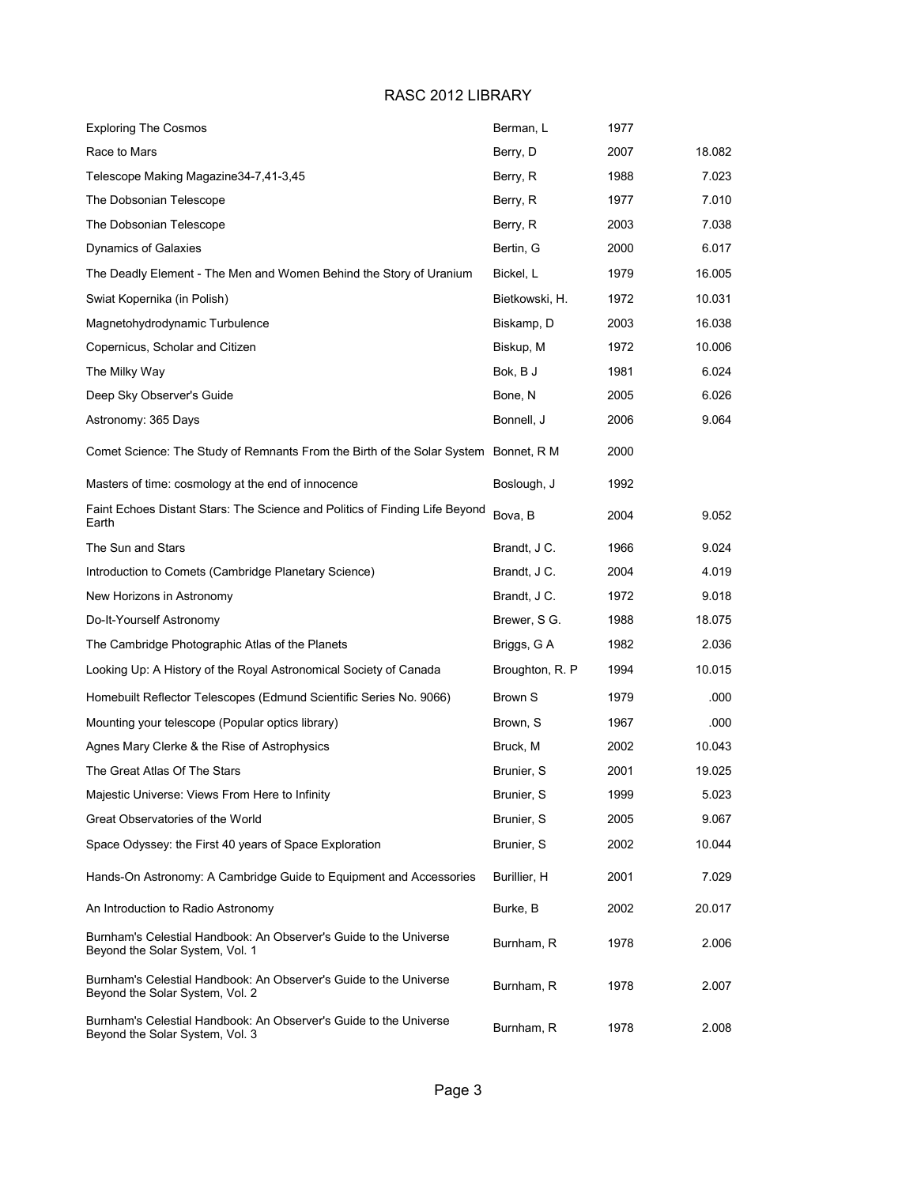# RASC 2012 LIBRARY

| Title | Author | Year | Number |
| --- | --- | --- | --- |
| Exploring The Cosmos | Berman, L | 1977 | |
| Race to Mars | Berry, D | 2007 | 18.082 |
| Telescope Making Magazine34-7,41-3,45 | Berry, R | 1988 | 7.023 |
| The Dobsonian Telescope | Berry, R | 1977 | 7.010 |
| The Dobsonian Telescope | Berry, R | 2003 | 7.038 |
| Dynamics of Galaxies | Bertin, G | 2000 | 6.017 |
| The Deadly Element - The Men and Women Behind the Story of Uranium | Bickel, L | 1979 | 16.005 |
| Swiat Kopernika (in Polish) | Bietkowski, H. | 1972 | 10.031 |
| Magnetohydrodynamic Turbulence | Biskamp, D | 2003 | 16.038 |
| Copernicus, Scholar and Citizen | Biskup, M | 1972 | 10.006 |
| The Milky Way | Bok, B J | 1981 | 6.024 |
| Deep Sky Observer's Guide | Bone, N | 2005 | 6.026 |
| Astronomy: 365 Days | Bonnell, J | 2006 | 9.064 |
| Comet Science: The Study of Remnants From the Birth of the Solar System | Bonnet, R M | 2000 | |
| Masters of time: cosmology at the end of innocence | Boslough, J | 1992 | |
| Faint Echoes Distant Stars: The Science and Politics of Finding Life Beyond Earth | Bova, B | 2004 | 9.052 |
| The Sun and Stars | Brandt, J C. | 1966 | 9.024 |
| Introduction to Comets (Cambridge Planetary Science) | Brandt, J C. | 2004 | 4.019 |
| New Horizons in Astronomy | Brandt, J C. | 1972 | 9.018 |
| Do-It-Yourself Astronomy | Brewer, S G. | 1988 | 18.075 |
| The Cambridge Photographic Atlas of the Planets | Briggs, G A | 1982 | 2.036 |
| Looking Up: A History of the Royal Astronomical Society of Canada | Broughton, R. P | 1994 | 10.015 |
| Homebuilt Reflector Telescopes (Edmund Scientific Series No. 9066) | Brown S | 1979 | .000 |
| Mounting your telescope (Popular optics library) | Brown, S | 1967 | .000 |
| Agnes Mary Clerke & the Rise of Astrophysics | Bruck, M | 2002 | 10.043 |
| The Great Atlas Of The Stars | Brunier, S | 2001 | 19.025 |
| Majestic Universe: Views From Here to Infinity | Brunier, S | 1999 | 5.023 |
| Great Observatories of the World | Brunier, S | 2005 | 9.067 |
| Space Odyssey: the First 40 years of Space Exploration | Brunier, S | 2002 | 10.044 |
| Hands-On Astronomy: A Cambridge Guide to Equipment and Accessories | Burillier, H | 2001 | 7.029 |
| An Introduction to Radio Astronomy | Burke, B | 2002 | 20.017 |
| Burnham's Celestial Handbook: An Observer's Guide to the Universe Beyond the Solar System, Vol. 1 | Burnham, R | 1978 | 2.006 |
| Burnham's Celestial Handbook: An Observer's Guide to the Universe Beyond the Solar System, Vol. 2 | Burnham, R | 1978 | 2.007 |
| Burnham's Celestial Handbook: An Observer's Guide to the Universe Beyond the Solar System, Vol. 3 | Burnham, R | 1978 | 2.008 |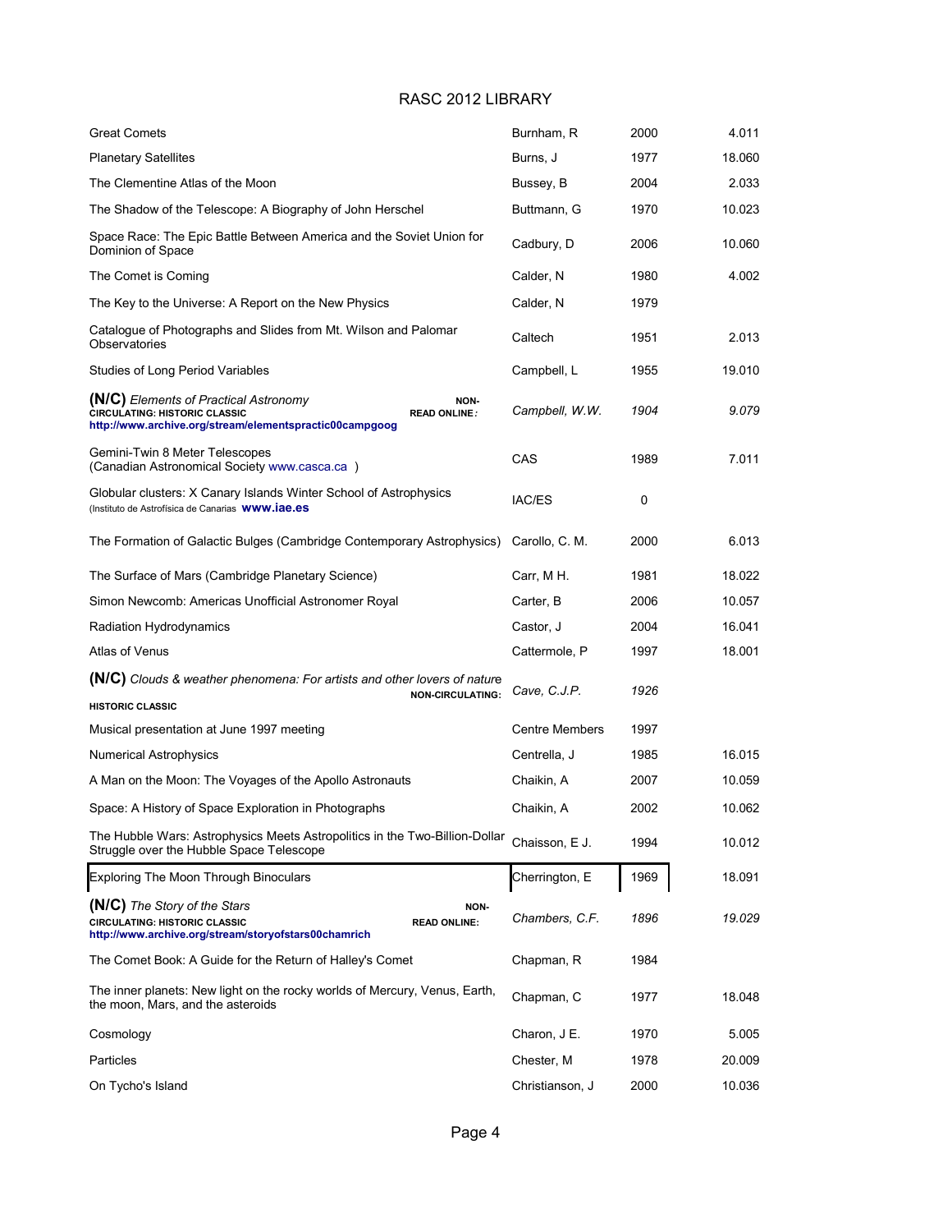# RASC 2012 LIBRARY

| Title | Author | Year | Call No. |
|---|---|---|---|
| Great Comets | Burnham, R | 2000 | 4.011 |
| Planetary Satellites | Burns, J | 1977 | 18.060 |
| The Clementine Atlas of the Moon | Bussey, B | 2004 | 2.033 |
| The Shadow of the Telescope: A Biography of John Herschel | Buttmann, G | 1970 | 10.023 |
| Space Race: The Epic Battle Between America and the Soviet Union for Dominion of Space | Cadbury, D | 2006 | 10.060 |
| The Comet is Coming | Calder, N | 1980 | 4.002 |
| The Key to the Universe: A Report on the New Physics | Calder, N | 1979 | |
| Catalogue of Photographs and Slides from Mt. Wilson and Palomar Observatories | Caltech | 1951 | 2.013 |
| Studies of Long Period Variables | Campbell, L | 1955 | 19.010 |
| **(N/C)** *Elements of Practical Astronomy* **NON-CIRCULATING: HISTORIC CLASSIC READ ONLINE:** **http://www.archive.org/stream/elementspractic00campgoog** | *Campbell, W.W.* | *1904* | *9.079* |
| Gemini-Twin 8 Meter Telescopes (Canadian Astronomical Society www.casca.ca ) | CAS | 1989 | 7.011 |
| Globular clusters: X Canary Islands Winter School of Astrophysics (Instituto de Astrofisica de Canarias **www.iae.es**) | IAC/ES | 0 | |
| The Formation of Galactic Bulges (Cambridge Contemporary Astrophysics) | Carollo, C. M. | 2000 | 6.013 |
| The Surface of Mars (Cambridge Planetary Science) | Carr, M H. | 1981 | 18.022 |
| Simon Newcomb: Americas Unofficial Astronomer Royal | Carter, B | 2006 | 10.057 |
| Radiation Hydrodynamics | Castor, J | 2004 | 16.041 |
| Atlas of Venus | Cattermole, P | 1997 | 18.001 |
| **(N/C)** *Clouds & weather phenomena: For artists and other lovers of nature* **NON-CIRCULATING: HISTORIC CLASSIC** | *Cave, C.J.P.* | *1926* | |
| Musical presentation at June 1997 meeting | Centre Members | 1997 | |
| Numerical Astrophysics | Centrella, J | 1985 | 16.015 |
| A Man on the Moon: The Voyages of the Apollo Astronauts | Chaikin, A | 2007 | 10.059 |
| Space: A History of Space Exploration in Photographs | Chaikin, A | 2002 | 10.062 |
| The Hubble Wars: Astrophysics Meets Astropolitics in the Two-Billion-Dollar Struggle over the Hubble Space Telescope | Chaisson, E J. | 1994 | 10.012 |
| Exploring The Moon Through Binoculars | Cherrington, E | 1969 | 18.091 |
| **(N/C)** *The Story of the Stars* **NON-CIRCULATING: HISTORIC CLASSIC READ ONLINE:** **http://www.archive.org/stream/storyofstars00chamrich** | *Chambers, C.F.* | *1896* | *19.029* |
| The Comet Book: A Guide for the Return of Halley's Comet | Chapman, R | 1984 | |
| The inner planets: New light on the rocky worlds of Mercury, Venus, Earth, the moon, Mars, and the asteroids | Chapman, C | 1977 | 18.048 |
| Cosmology | Charon, J E. | 1970 | 5.005 |
| Particles | Chester, M | 1978 | 20.009 |
| On Tycho's Island | Christianson, J | 2000 | 10.036 |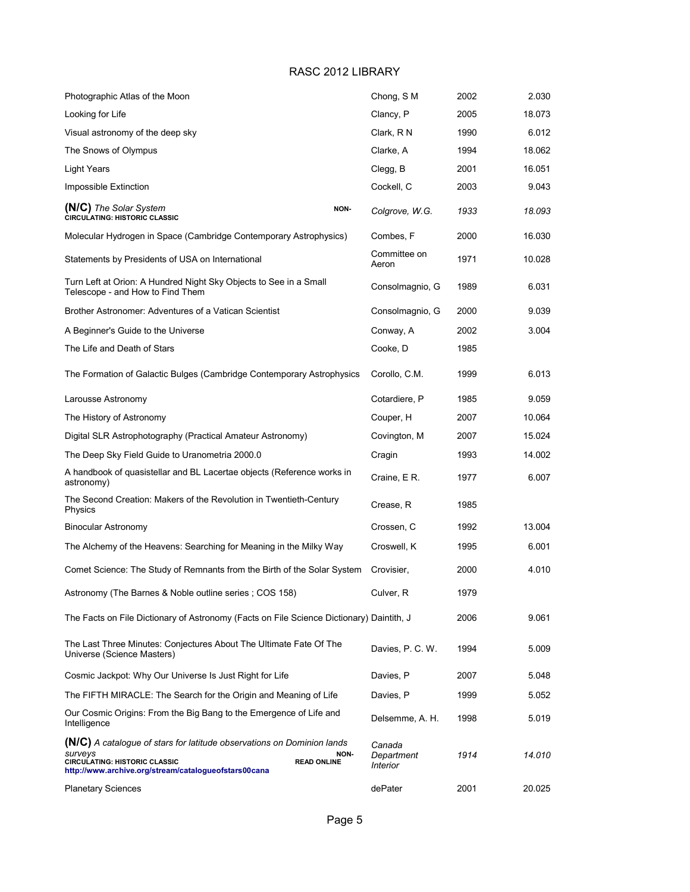# RASC 2012 LIBRARY

| Title | Author | Year | Number |
|---|---|---|---|
| Photographic Atlas of the Moon | Chong, S M | 2002 | 2.030 |
| Looking for Life | Clancy, P | 2005 | 18.073 |
| Visual astronomy of the deep sky | Clark, R N | 1990 | 6.012 |
| The Snows of Olympus | Clarke, A | 1994 | 18.062 |
| Light Years | Clegg, B | 2001 | 16.051 |
| Impossible Extinction | Cockell, C | 2003 | 9.043 |
| **(N/C)** *The Solar System* **NON-CIRCULATING: HISTORIC CLASSIC** | *Colgrove, W.G.* | *1933* | *18.093* |
| Molecular Hydrogen in Space (Cambridge Contemporary Astrophysics) | Combes, F | 2000 | 16.030 |
| Statements by Presidents of USA on International | Committee on Aeron | 1971 | 10.028 |
| Turn Left at Orion: A Hundred Night Sky Objects to See in a Small Telescope - and How to Find Them | Consolmagnio, G | 1989 | 6.031 |
| Brother Astronomer: Adventures of a Vatican Scientist | Consolmagnio, G | 2000 | 9.039 |
| A Beginner's Guide to the Universe | Conway, A | 2002 | 3.004 |
| The Life and Death of Stars | Cooke, D | 1985 | |
| The Formation of Galactic Bulges (Cambridge Contemporary Astrophysics | Corollo, C.M. | 1999 | 6.013 |
| Larousse Astronomy | Cotardiere, P | 1985 | 9.059 |
| The History of Astronomy | Couper, H | 2007 | 10.064 |
| Digital SLR Astrophotography (Practical Amateur Astronomy) | Covington, M | 2007 | 15.024 |
| The Deep Sky Field Guide to Uranometria 2000.0 | Cragin | 1993 | 14.002 |
| A handbook of quasistellar and BL Lacertae objects (Reference works in astronomy) | Craine, E R. | 1977 | 6.007 |
| The Second Creation: Makers of the Revolution in Twentieth-Century Physics | Crease, R | 1985 | |
| Binocular Astronomy | Crossen, C | 1992 | 13.004 |
| The Alchemy of the Heavens: Searching for Meaning in the Milky Way | Croswell, K | 1995 | 6.001 |
| Comet Science: The Study of Remnants from the Birth of the Solar System | Crovisier, | 2000 | 4.010 |
| Astronomy (The Barnes & Noble outline series ; COS 158) | Culver, R | 1979 | |
| The Facts on File Dictionary of Astronomy (Facts on File Science Dictionary) | Daintith, J | 2006 | 9.061 |
| The Last Three Minutes: Conjectures About The Ultimate Fate Of The Universe (Science Masters) | Davies, P. C. W. | 1994 | 5.009 |
| Cosmic Jackpot: Why Our Universe Is Just Right for Life | Davies, P | 2007 | 5.048 |
| The FIFTH MIRACLE: The Search for the Origin and Meaning of Life | Davies, P | 1999 | 5.052 |
| Our Cosmic Origins: From the Big Bang to the Emergence of Life and Intelligence | Delsemme, A. H. | 1998 | 5.019 |
| **(N/C)** *A catalogue of stars for latitude observations on Dominion lands surveys* **NON-CIRCULATING: HISTORIC CLASSIC** **READ ONLINE** http://www.archive.org/stream/catalogueofstars00cana | *Canada Department Interior* | *1914* | *14.010* |
| Planetary Sciences | dePater | 2001 | 20.025 |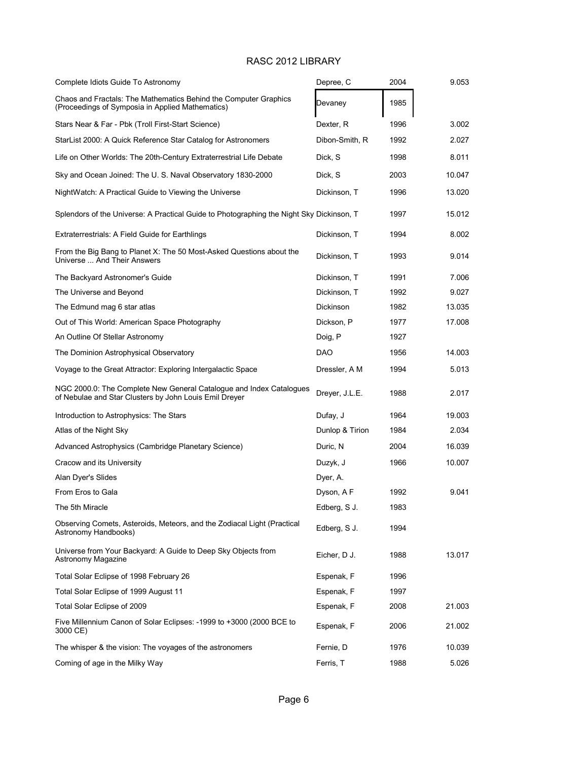# RASC 2012 LIBRARY

| Title | Author | Year | Call No. |
|---|---|---|---|
| Complete Idiots Guide To Astronomy | Depree, C | 2004 | 9.053 |
| Chaos and Fractals: The Mathematics Behind the Computer Graphics (Proceedings of Symposia in Applied Mathematics) | Devaney | 1985 | |
| Stars Near & Far - Pbk (Troll First-Start Science) | Dexter, R | 1996 | 3.002 |
| StarList 2000: A Quick Reference Star Catalog for Astronomers | Dibon-Smith, R | 1992 | 2.027 |
| Life on Other Worlds: The 20th-Century Extraterrestrial Life Debate | Dick, S | 1998 | 8.011 |
| Sky and Ocean Joined: The U. S. Naval Observatory 1830-2000 | Dick, S | 2003 | 10.047 |
| NightWatch: A Practical Guide to Viewing the Universe | Dickinson, T | 1996 | 13.020 |
| Splendors of the Universe: A Practical Guide to Photographing the Night Sky | Dickinson, T | 1997 | 15.012 |
| Extraterrestrials: A Field Guide for Earthlings | Dickinson, T | 1994 | 8.002 |
| From the Big Bang to Planet X: The 50 Most-Asked Questions about the Universe ... And Their Answers | Dickinson, T | 1993 | 9.014 |
| The Backyard Astronomer's Guide | Dickinson, T | 1991 | 7.006 |
| The Universe and Beyond | Dickinson, T | 1992 | 9.027 |
| The Edmund mag 6 star atlas | Dickinson | 1982 | 13.035 |
| Out of This World: American Space Photography | Dickson, P | 1977 | 17.008 |
| An Outline Of Stellar Astronomy | Doig, P | 1927 | |
| The Dominion Astrophysical Observatory | DAO | 1956 | 14.003 |
| Voyage to the Great Attractor: Exploring Intergalactic Space | Dressler, A M | 1994 | 5.013 |
| NGC 2000.0: The Complete New General Catalogue and Index Catalogues of Nebulae and Star Clusters by John Louis Emil Dreyer | Dreyer, J.L.E. | 1988 | 2.017 |
| Introduction to Astrophysics: The Stars | Dufay, J | 1964 | 19.003 |
| Atlas of the Night Sky | Dunlop & Tirion | 1984 | 2.034 |
| Advanced Astrophysics (Cambridge Planetary Science) | Duric, N | 2004 | 16.039 |
| Cracow and its University | Duzyk, J | 1966 | 10.007 |
| Alan Dyer's Slides | Dyer, A. | | |
| From Eros to Gala | Dyson, A F | 1992 | 9.041 |
| The 5th Miracle | Edberg, S J. | 1983 | |
| Observing Comets, Asteroids, Meteors, and the Zodiacal Light (Practical Astronomy Handbooks) | Edberg, S J. | 1994 | |
| Universe from Your Backyard: A Guide to Deep Sky Objects from Astronomy Magazine | Eicher, D J. | 1988 | 13.017 |
| Total Solar Eclipse of 1998 February 26 | Espenak, F | 1996 | |
| Total Solar Eclipse of 1999 August 11 | Espenak, F | 1997 | |
| Total Solar Eclipse of 2009 | Espenak, F | 2008 | 21.003 |
| Five Millennium Canon of Solar Eclipses: -1999 to +3000 (2000 BCE to 3000 CE) | Espenak, F | 2006 | 21.002 |
| The whisper & the vision: The voyages of the astronomers | Fernie, D | 1976 | 10.039 |
| Coming of age in the Milky Way | Ferris, T | 1988 | 5.026 |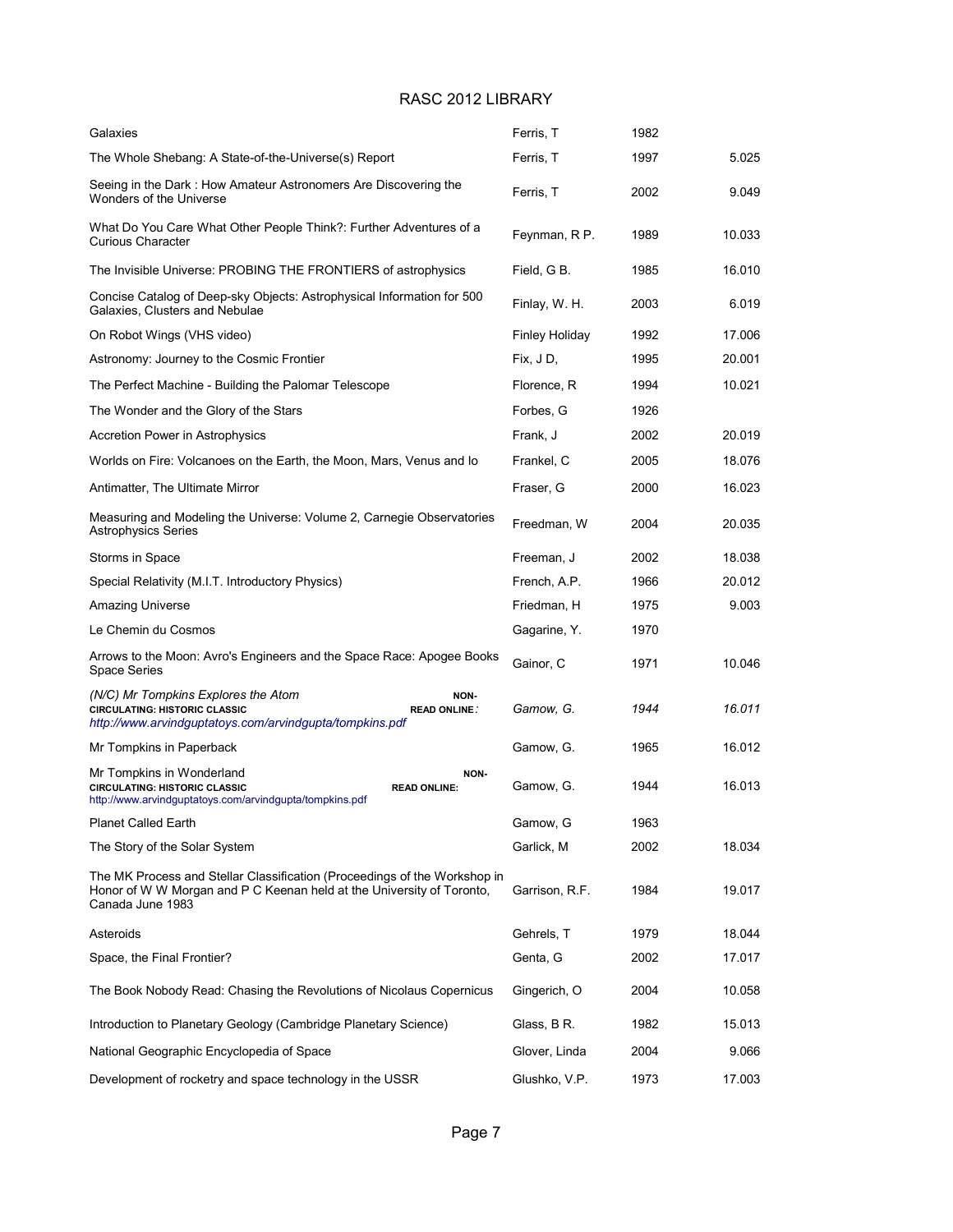RASC 2012 LIBRARY

| | | | |
|---|---|---|---|
| Galaxies | Ferris, T | 1982 | |
| The Whole Shebang: A State-of-the-Universe(s) Report | Ferris, T | 1997 | 5.025 |
| Seeing in the Dark : How Amateur Astronomers Are Discovering the Wonders of the Universe | Ferris, T | 2002 | 9.049 |
| What Do You Care What Other People Think?: Further Adventures of a Curious Character | Feynman, R P. | 1989 | 10.033 |
| The Invisible Universe: PROBING THE FRONTIERS of astrophysics | Field, G B. | 1985 | 16.010 |
| Concise Catalog of Deep-sky Objects: Astrophysical Information for 500 Galaxies, Clusters and Nebulae | Finlay, W. H. | 2003 | 6.019 |
| On Robot Wings (VHS video) | Finley Holiday | 1992 | 17.006 |
| Astronomy: Journey to the Cosmic Frontier | Fix, J D, | 1995 | 20.001 |
| The Perfect Machine - Building the Palomar Telescope | Florence, R | 1994 | 10.021 |
| The Wonder and the Glory of the Stars | Forbes, G | 1926 | |
| Accretion Power in Astrophysics | Frank, J | 2002 | 20.019 |
| Worlds on Fire: Volcanoes on the Earth, the Moon, Mars, Venus and Io | Frankel, C | 2005 | 18.076 |
| Antimatter, The Ultimate Mirror | Fraser, G | 2000 | 16.023 |
| Measuring and Modeling the Universe: Volume 2, Carnegie Observatories Astrophysics Series | Freedman, W | 2004 | 20.035 |
| Storms in Space | Freeman, J | 2002 | 18.038 |
| Special Relativity (M.I.T. Introductory Physics) | French, A.P. | 1966 | 20.012 |
| Amazing Universe | Friedman, H | 1975 | 9.003 |
| Le Chemin du Cosmos | Gagarine, Y. | 1970 | |
| Arrows to the Moon: Avro's Engineers and the Space Race: Apogee Books Space Series | Gainor, C | 1971 | 10.046 |
| *(N/C) Mr Tompkins Explores the Atom* **NON-CIRCULATING: HISTORIC CLASSIC** **READ ONLINE:** *http://www.arvindguptatoys.com/arvindgupta/tompkins.pdf* | *Gamow, G.* | *1944* | *16.011* |
| Mr Tompkins in Paperback | Gamow, G. | 1965 | 16.012 |
| Mr Tompkins in Wonderland **NON-CIRCULATING: HISTORIC CLASSIC** **READ ONLINE:** http://www.arvindguptatoys.com/arvindgupta/tompkins.pdf | Gamow, G. | 1944 | 16.013 |
| Planet Called Earth | Gamow, G | 1963 | |
| The Story of the Solar System | Garlick, M | 2002 | 18.034 |
| The MK Process and Stellar Classification (Proceedings of the Workshop in Honor of W W Morgan and P C Keenan held at the University of Toronto, Canada June 1983 | Garrison, R.F. | 1984 | 19.017 |
| Asteroids | Gehrels, T | 1979 | 18.044 |
| Space, the Final Frontier? | Genta, G | 2002 | 17.017 |
| The Book Nobody Read: Chasing the Revolutions of Nicolaus Copernicus | Gingerich, O | 2004 | 10.058 |
| Introduction to Planetary Geology (Cambridge Planetary Science) | Glass, B R. | 1982 | 15.013 |
| National Geographic Encyclopedia of Space | Glover, Linda | 2004 | 9.066 |
| Development of rocketry and space technology in the USSR | Glushko, V.P. | 1973 | 17.003 |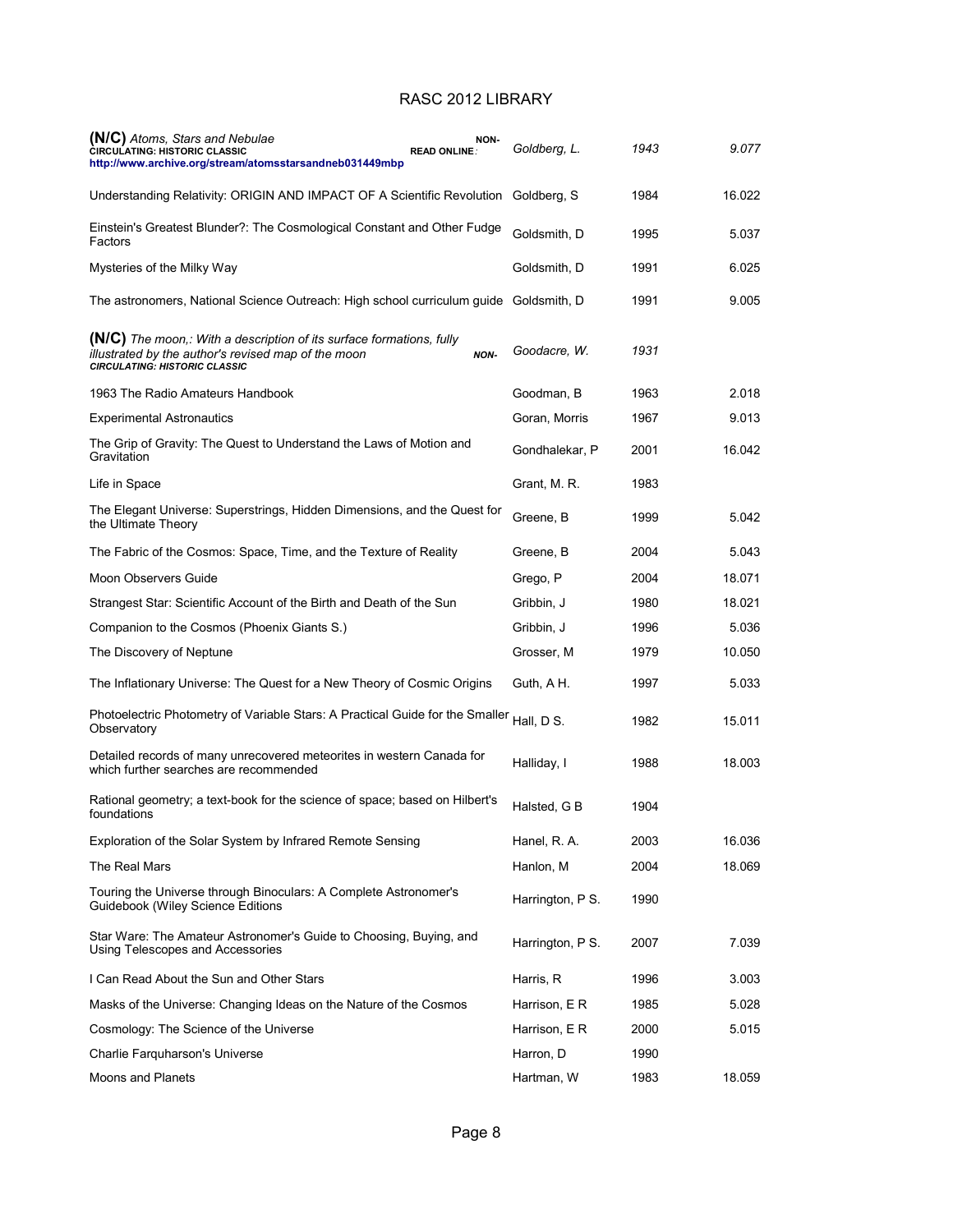# RASC 2012 LIBRARY

| Title | Author | Year | Call No. |
|---|---|---|---|
| **(N/C)** *Atoms, Stars and Nebulae* **NON-CIRCULATING: HISTORIC CLASSIC READ ONLINE: http://www.archive.org/stream/atomsstarsandneb031449mbp** | *Goldberg, L.* | *1943* | *9.077* |
| Understanding Relativity: ORIGIN AND IMPACT OF A Scientific Revolution | Goldberg, S | 1984 | 16.022 |
| Einstein's Greatest Blunder?: The Cosmological Constant and Other Fudge Factors | Goldsmith, D | 1995 | 5.037 |
| Mysteries of the Milky Way | Goldsmith, D | 1991 | 6.025 |
| The astronomers, National Science Outreach: High school curriculum guide | Goldsmith, D | 1991 | 9.005 |
| **(N/C)** *The moon,: With a description of its surface formations, fully illustrated by the author's revised map of the moon* ***NON-CIRCULATING: HISTORIC CLASSIC*** | *Goodacre, W.* | *1931* | |
| 1963 The Radio Amateurs Handbook | Goodman, B | 1963 | 2.018 |
| Experimental Astronautics | Goran, Morris | 1967 | 9.013 |
| The Grip of Gravity: The Quest to Understand the Laws of Motion and Gravitation | Gondhalekar, P | 2001 | 16.042 |
| Life in Space | Grant, M. R. | 1983 | |
| The Elegant Universe: Superstrings, Hidden Dimensions, and the Quest for the Ultimate Theory | Greene, B | 1999 | 5.042 |
| The Fabric of the Cosmos: Space, Time, and the Texture of Reality | Greene, B | 2004 | 5.043 |
| Moon Observers Guide | Grego, P | 2004 | 18.071 |
| Strangest Star: Scientific Account of the Birth and Death of the Sun | Gribbin, J | 1980 | 18.021 |
| Companion to the Cosmos (Phoenix Giants S.) | Gribbin, J | 1996 | 5.036 |
| The Discovery of Neptune | Grosser, M | 1979 | 10.050 |
| The Inflationary Universe: The Quest for a New Theory of Cosmic Origins | Guth, A H. | 1997 | 5.033 |
| Photoelectric Photometry of Variable Stars: A Practical Guide for the Smaller Observatory | Hall, D S. | 1982 | 15.011 |
| Detailed records of many unrecovered meteorites in western Canada for which further searches are recommended | Halliday, I | 1988 | 18.003 |
| Rational geometry; a text-book for the science of space; based on Hilbert's foundations | Halsted, G B | 1904 | |
| Exploration of the Solar System by Infrared Remote Sensing | Hanel, R. A. | 2003 | 16.036 |
| The Real Mars | Hanlon, M | 2004 | 18.069 |
| Touring the Universe through Binoculars: A Complete Astronomer's Guidebook (Wiley Science Editions | Harrington, P S. | 1990 | |
| Star Ware: The Amateur Astronomer's Guide to Choosing, Buying, and Using Telescopes and Accessories | Harrington, P S. | 2007 | 7.039 |
| I Can Read About the Sun and Other Stars | Harris, R | 1996 | 3.003 |
| Masks of the Universe: Changing Ideas on the Nature of the Cosmos | Harrison, E R | 1985 | 5.028 |
| Cosmology: The Science of the Universe | Harrison, E R | 2000 | 5.015 |
| Charlie Farquharson's Universe | Harron, D | 1990 | |
| Moons and Planets | Hartman, W | 1983 | 18.059 |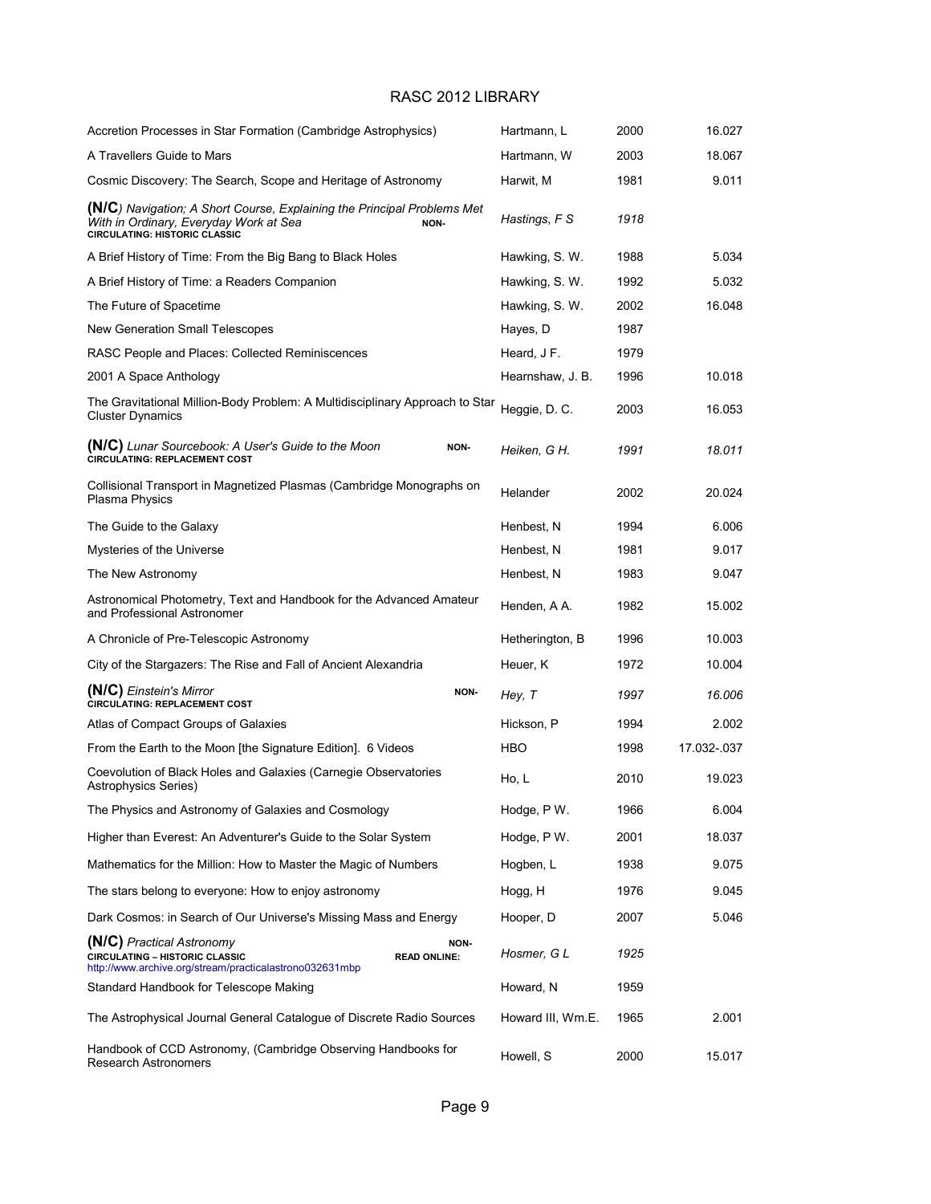# RASC 2012 LIBRARY

| Title | Author | Year | Call No. |
|---|---|---|---|
| Accretion Processes in Star Formation (Cambridge Astrophysics) | Hartmann, L | 2000 | 16.027 |
| A Travellers Guide to Mars | Hartmann, W | 2003 | 18.067 |
| Cosmic Discovery: The Search, Scope and Heritage of Astronomy | Harwit, M | 1981 | 9.011 |
| **(N/C***) Navigation; A Short Course, Explaining the Principal Problems Met With in Ordinary, Everyday Work at Sea* **NON-CIRCULATING: HISTORIC CLASSIC** | *Hastings, F S* | *1918* | |
| A Brief History of Time: From the Big Bang to Black Holes | Hawking, S. W. | 1988 | 5.034 |
| A Brief History of Time: a Readers Companion | Hawking, S. W. | 1992 | 5.032 |
| The Future of Spacetime | Hawking, S. W. | 2002 | 16.048 |
| New Generation Small Telescopes | Hayes, D | 1987 | |
| RASC People and Places: Collected Reminiscences | Heard, J F. | 1979 | |
| 2001 A Space Anthology | Hearnshaw, J. B. | 1996 | 10.018 |
| The Gravitational Million-Body Problem: A Multidisciplinary Approach to Star Cluster Dynamics | Heggie, D. C. | 2003 | 16.053 |
| **(N/C)** *Lunar Sourcebook: A User's Guide to the Moon* **NON-CIRCULATING: REPLACEMENT COST** | *Heiken, G H.* | *1991* | *18.011* |
| Collisional Transport in Magnetized Plasmas (Cambridge Monographs on Plasma Physics | Helander | 2002 | 20.024 |
| The Guide to the Galaxy | Henbest, N | 1994 | 6.006 |
| Mysteries of the Universe | Henbest, N | 1981 | 9.017 |
| The New Astronomy | Henbest, N | 1983 | 9.047 |
| Astronomical Photometry, Text and Handbook for the Advanced Amateur and Professional Astronomer | Henden, A A. | 1982 | 15.002 |
| A Chronicle of Pre-Telescopic Astronomy | Hetherington, B | 1996 | 10.003 |
| City of the Stargazers: The Rise and Fall of Ancient Alexandria | Heuer, K | 1972 | 10.004 |
| **(N/C)** *Einstein's Mirror* **NON-CIRCULATING: REPLACEMENT COST** | *Hey, T* | *1997* | *16.006* |
| Atlas of Compact Groups of Galaxies | Hickson, P | 1994 | 2.002 |
| From the Earth to the Moon [the Signature Edition]. 6 Videos | HBO | 1998 | 17.032-.037 |
| Coevolution of Black Holes and Galaxies (Carnegie Observatories Astrophysics Series) | Ho, L | 2010 | 19.023 |
| The Physics and Astronomy of Galaxies and Cosmology | Hodge, P W. | 1966 | 6.004 |
| Higher than Everest: An Adventurer's Guide to the Solar System | Hodge, P W. | 2001 | 18.037 |
| Mathematics for the Million: How to Master the Magic of Numbers | Hogben, L | 1938 | 9.075 |
| The stars belong to everyone: How to enjoy astronomy | Hogg, H | 1976 | 9.045 |
| Dark Cosmos: in Search of Our Universe's Missing Mass and Energy | Hooper, D | 2007 | 5.046 |
| **(N/C)** *Practical Astronomy* **NON-CIRCULATING – HISTORIC CLASSIC READ ONLINE:** http://www.archive.org/stream/practicalastrono032631mbp | *Hosmer, G L* | *1925* | |
| Standard Handbook for Telescope Making | Howard, N | 1959 | |
| The Astrophysical Journal General Catalogue of Discrete Radio Sources | Howard III, Wm.E. | 1965 | 2.001 |
| Handbook of CCD Astronomy, (Cambridge Observing Handbooks for Research Astronomers | Howell, S | 2000 | 15.017 |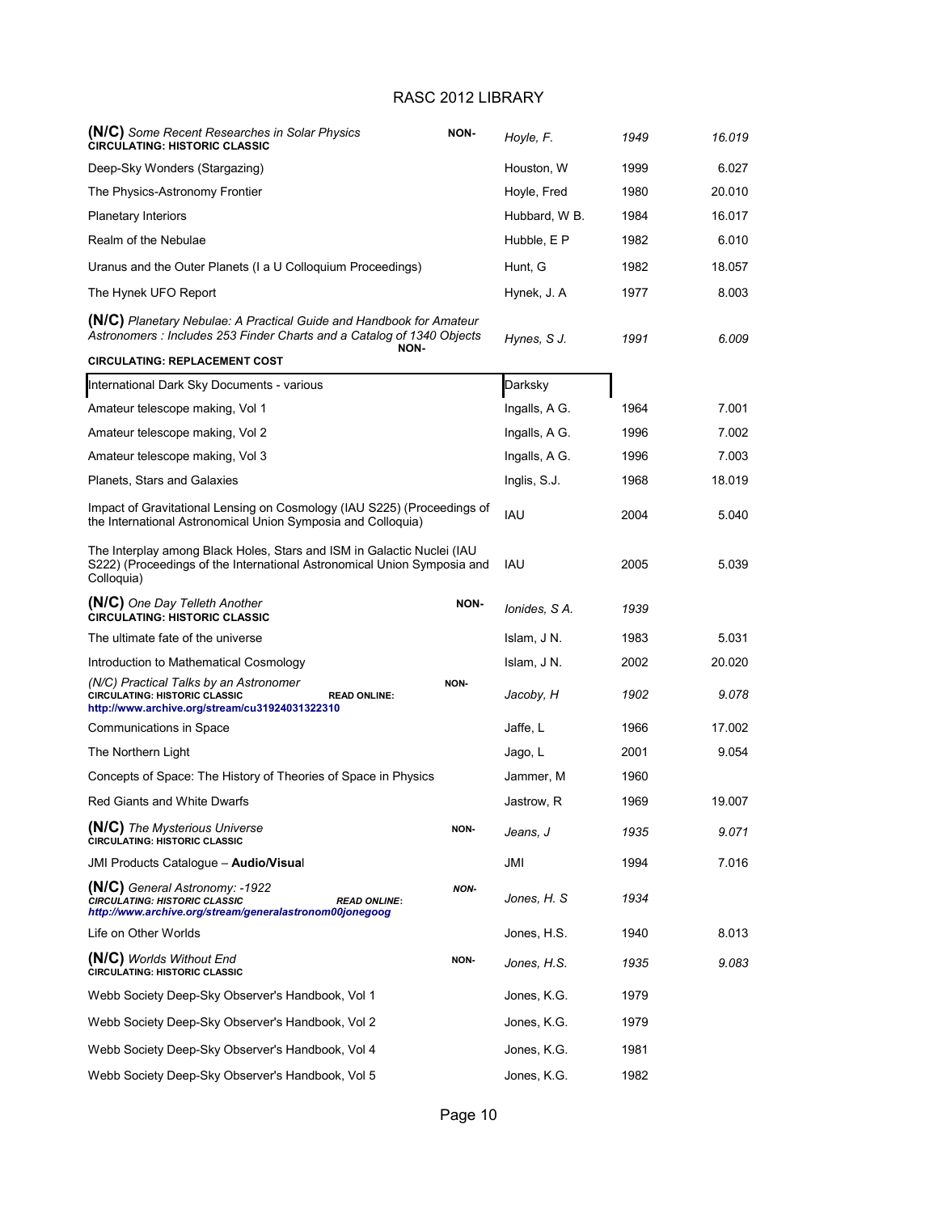RASC 2012 LIBRARY

| Title | Author | Year | Call No. |
|---|---|---|---|
| **(N/C)** *Some Recent Researches in Solar Physics* **NON-CIRCULATING: HISTORIC CLASSIC** | *Hoyle, F.* | *1949* | *16.019* |
| Deep-Sky Wonders (Stargazing) | Houston, W | 1999 | 6.027 |
| The Physics-Astronomy Frontier | Hoyle, Fred | 1980 | 20.010 |
| Planetary Interiors | Hubbard, W B. | 1984 | 16.017 |
| Realm of the Nebulae | Hubble, E P | 1982 | 6.010 |
| Uranus and the Outer Planets (I a U Colloquium Proceedings) | Hunt, G | 1982 | 18.057 |
| The Hynek UFO Report | Hynek, J. A | 1977 | 8.003 |
| **(N/C)** *Planetary Nebulae: A Practical Guide and Handbook for Amateur Astronomers : Includes 253 Finder Charts and a Catalog of 1340 Objects* **NON-CIRCULATING: REPLACEMENT COST** | *Hynes, S J.* | *1991* | *6.009* |
| International Dark Sky Documents - various | Darksky | | |
| Amateur telescope making, Vol 1 | Ingalls, A G. | 1964 | 7.001 |
| Amateur telescope making, Vol 2 | Ingalls, A G. | 1996 | 7.002 |
| Amateur telescope making, Vol 3 | Ingalls, A G. | 1996 | 7.003 |
| Planets, Stars and Galaxies | Inglis, S.J. | 1968 | 18.019 |
| Impact of Gravitational Lensing on Cosmology (IAU S225) (Proceedings of the International Astronomical Union Symposia and Colloquia) | IAU | 2004 | 5.040 |
| The Interplay among Black Holes, Stars and ISM in Galactic Nuclei (IAU S222) (Proceedings of the International Astronomical Union Symposia and Colloquia) | IAU | 2005 | 5.039 |
| **(N/C)** *One Day Telleth Another* **NON-CIRCULATING: HISTORIC CLASSIC** | *Ionides, S A.* | *1939* | |
| The ultimate fate of the universe | Islam, J N. | 1983 | 5.031 |
| Introduction to Mathematical Cosmology | Islam, J N. | 2002 | 20.020 |
| *(N/C) Practical Talks by an Astronomer* **NON-CIRCULATING: HISTORIC CLASSIC READ ONLINE: http://www.archive.org/stream/cu31924031322310** | *Jacoby, H* | *1902* | *9.078* |
| Communications in Space | Jaffe, L | 1966 | 17.002 |
| The Northern Light | Jago, L | 2001 | 9.054 |
| Concepts of Space: The History of Theories of Space in Physics | Jammer, M | 1960 | |
| Red Giants and White Dwarfs | Jastrow, R | 1969 | 19.007 |
| **(N/C)** *The Mysterious Universe* **NON-CIRCULATING: HISTORIC CLASSIC** | *Jeans, J* | *1935* | *9.071* |
| JMI Products Catalogue – **Audio/Visua**l | JMI | 1994 | 7.016 |
| **(N/C)** *General Astronomy: -1922* ***NON-CIRCULATING: HISTORIC CLASSIC READ ONLINE: http://www.archive.org/stream/generalastronom00jonegoog*** | *Jones, H. S* | *1934* | |
| Life on Other Worlds | Jones, H.S. | 1940 | 8.013 |
| **(N/C)** *Worlds Without End* **NON-CIRCULATING: HISTORIC CLASSIC** | *Jones, H.S.* | *1935* | *9.083* |
| Webb Society Deep-Sky Observer's Handbook, Vol 1 | Jones, K.G. | 1979 | |
| Webb Society Deep-Sky Observer's Handbook, Vol 2 | Jones, K.G. | 1979 | |
| Webb Society Deep-Sky Observer's Handbook, Vol 4 | Jones, K.G. | 1981 | |
| Webb Society Deep-Sky Observer's Handbook, Vol 5 | Jones, K.G. | 1982 | |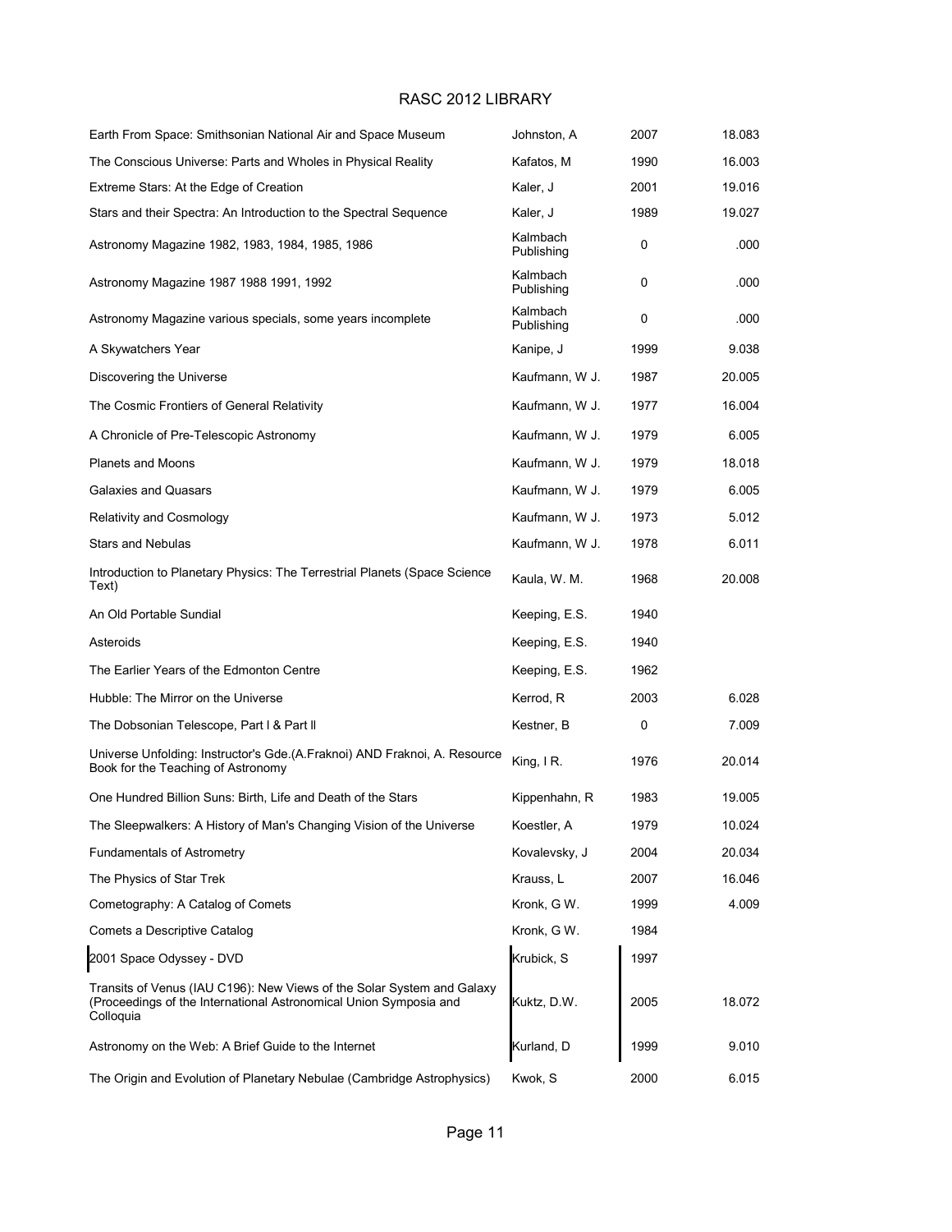# RASC 2012 LIBRARY

| Title | Author | Year | Number |
|---|---|---|---|
| Earth From Space: Smithsonian National Air and Space Museum | Johnston, A | 2007 | 18.083 |
| The Conscious Universe: Parts and Wholes in Physical Reality | Kafatos, M | 1990 | 16.003 |
| Extreme Stars: At the Edge of Creation | Kaler, J | 2001 | 19.016 |
| Stars and their Spectra: An Introduction to the Spectral Sequence | Kaler, J | 1989 | 19.027 |
| Astronomy Magazine 1982, 1983, 1984, 1985, 1986 | Kalmbach Publishing | 0 | .000 |
| Astronomy Magazine 1987 1988 1991, 1992 | Kalmbach Publishing | 0 | .000 |
| Astronomy Magazine various specials, some years incomplete | Kalmbach Publishing | 0 | .000 |
| A Skywatchers Year | Kanipe, J | 1999 | 9.038 |
| Discovering the Universe | Kaufmann, W J. | 1987 | 20.005 |
| The Cosmic Frontiers of General Relativity | Kaufmann, W J. | 1977 | 16.004 |
| A Chronicle of Pre-Telescopic Astronomy | Kaufmann, W J. | 1979 | 6.005 |
| Planets and Moons | Kaufmann, W J. | 1979 | 18.018 |
| Galaxies and Quasars | Kaufmann, W J. | 1979 | 6.005 |
| Relativity and Cosmology | Kaufmann, W J. | 1973 | 5.012 |
| Stars and Nebulas | Kaufmann, W J. | 1978 | 6.011 |
| Introduction to Planetary Physics: The Terrestrial Planets (Space Science Text) | Kaula, W. M. | 1968 | 20.008 |
| An Old Portable Sundial | Keeping, E.S. | 1940 | |
| Asteroids | Keeping, E.S. | 1940 | |
| The Earlier Years of the Edmonton Centre | Keeping, E.S. | 1962 | |
| Hubble: The Mirror on the Universe | Kerrod, R | 2003 | 6.028 |
| The Dobsonian Telescope, Part I & Part II | Kestner, B | 0 | 7.009 |
| Universe Unfolding: Instructor's Gde.(A.Fraknoi) AND Fraknoi, A. Resource Book for the Teaching of Astronomy | King, I R. | 1976 | 20.014 |
| One Hundred Billion Suns: Birth, Life and Death of the Stars | Kippenhahn, R | 1983 | 19.005 |
| The Sleepwalkers: A History of Man's Changing Vision of the Universe | Koestler, A | 1979 | 10.024 |
| Fundamentals of Astrometry | Kovalevsky, J | 2004 | 20.034 |
| The Physics of Star Trek | Krauss, L | 2007 | 16.046 |
| Cometography: A Catalog of Comets | Kronk, G W. | 1999 | 4.009 |
| Comets a Descriptive Catalog | Kronk, G W. | 1984 | |
| 2001 Space Odyssey - DVD | Krubick, S | 1997 | |
| Transits of Venus (IAU C196): New Views of the Solar System and Galaxy (Proceedings of the International Astronomical Union Symposia and Colloquia | Kuktz, D.W. | 2005 | 18.072 |
| Astronomy on the Web: A Brief Guide to the Internet | Kurland, D | 1999 | 9.010 |
| The Origin and Evolution of Planetary Nebulae (Cambridge Astrophysics) | Kwok, S | 2000 | 6.015 |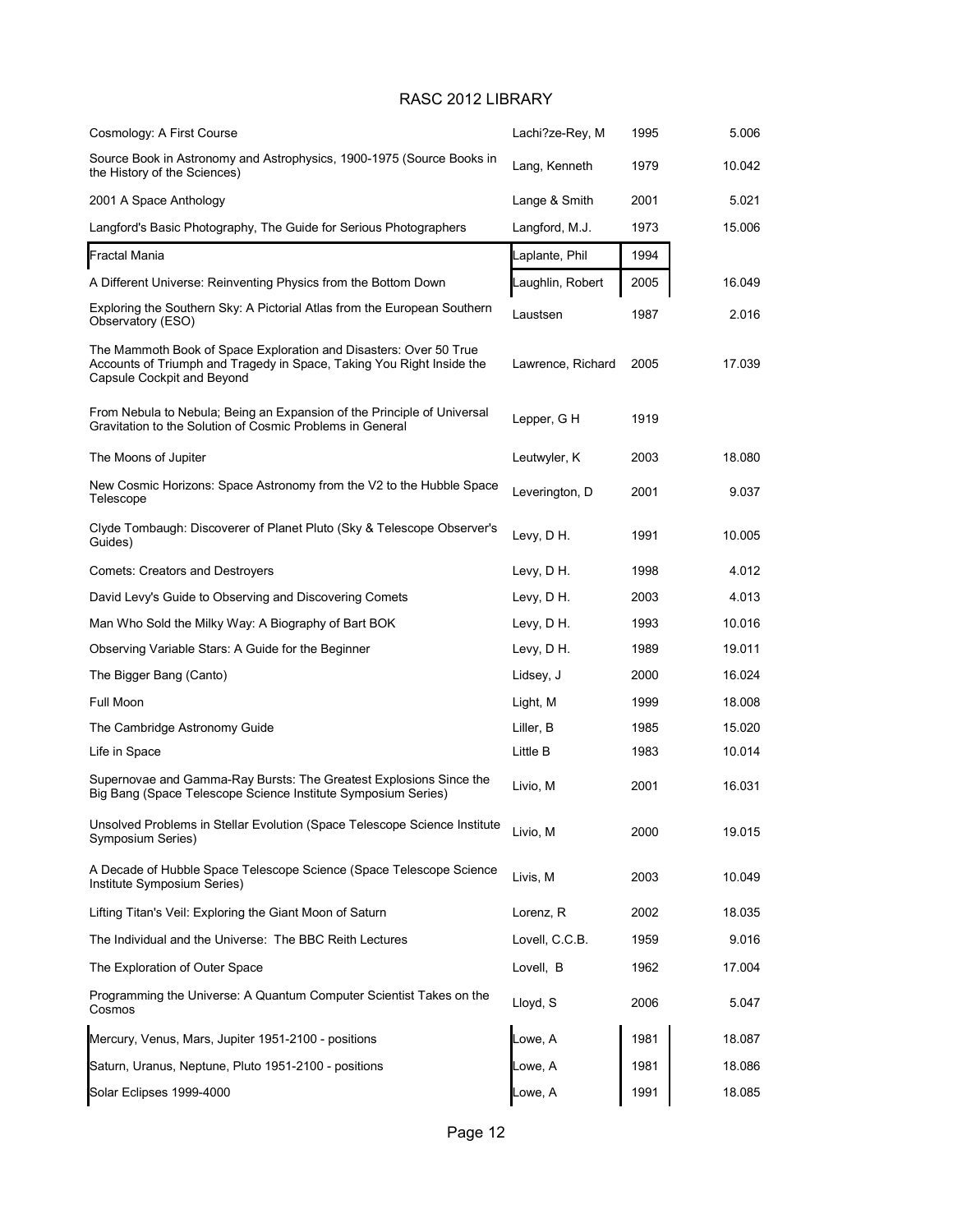# RASC 2012 LIBRARY

| Title | Author | Year | Number |
|---|---|---|---|
| Cosmology: A First Course | Lachi?ze-Rey, M | 1995 | 5.006 |
| Source Book in Astronomy and Astrophysics, 1900-1975 (Source Books in the History of the Sciences) | Lang, Kenneth | 1979 | 10.042 |
| 2001 A Space Anthology | Lange & Smith | 2001 | 5.021 |
| Langford's Basic Photography, The Guide for Serious Photographers | Langford, M.J. | 1973 | 15.006 |
| Fractal Mania | Laplante, Phil | 1994 | |
| A Different Universe: Reinventing Physics from the Bottom Down | Laughlin, Robert | 2005 | 16.049 |
| Exploring the Southern Sky: A Pictorial Atlas from the European Southern Observatory (ESO) | Laustsen | 1987 | 2.016 |
| The Mammoth Book of Space Exploration and Disasters: Over 50 True Accounts of Triumph and Tragedy in Space, Taking You Right Inside the Capsule Cockpit and Beyond | Lawrence, Richard | 2005 | 17.039 |
| From Nebula to Nebula; Being an Expansion of the Principle of Universal Gravitation to the Solution of Cosmic Problems in General | Lepper, G H | 1919 | |
| The Moons of Jupiter | Leutwyler, K | 2003 | 18.080 |
| New Cosmic Horizons: Space Astronomy from the V2 to the Hubble Space Telescope | Leverington, D | 2001 | 9.037 |
| Clyde Tombaugh: Discoverer of Planet Pluto (Sky & Telescope Observer's Guides) | Levy, D H. | 1991 | 10.005 |
| Comets: Creators and Destroyers | Levy, D H. | 1998 | 4.012 |
| David Levy's Guide to Observing and Discovering Comets | Levy, D H. | 2003 | 4.013 |
| Man Who Sold the Milky Way: A Biography of Bart BOK | Levy, D H. | 1993 | 10.016 |
| Observing Variable Stars: A Guide for the Beginner | Levy, D H. | 1989 | 19.011 |
| The Bigger Bang (Canto) | Lidsey, J | 2000 | 16.024 |
| Full Moon | Light, M | 1999 | 18.008 |
| The Cambridge Astronomy Guide | Liller, B | 1985 | 15.020 |
| Life in Space | Little B | 1983 | 10.014 |
| Supernovae and Gamma-Ray Bursts: The Greatest Explosions Since the Big Bang (Space Telescope Science Institute Symposium Series) | Livio, M | 2001 | 16.031 |
| Unsolved Problems in Stellar Evolution (Space Telescope Science Institute Symposium Series) | Livio, M | 2000 | 19.015 |
| A Decade of Hubble Space Telescope Science (Space Telescope Science Institute Symposium Series) | Livis, M | 2003 | 10.049 |
| Lifting Titan's Veil: Exploring the Giant Moon of Saturn | Lorenz, R | 2002 | 18.035 |
| The Individual and the Universe: The BBC Reith Lectures | Lovell, C.C.B. | 1959 | 9.016 |
| The Exploration of Outer Space | Lovell, B | 1962 | 17.004 |
| Programming the Universe: A Quantum Computer Scientist Takes on the Cosmos | Lloyd, S | 2006 | 5.047 |
| Mercury, Venus, Mars, Jupiter 1951-2100 - positions | Lowe, A | 1981 | 18.087 |
| Saturn, Uranus, Neptune, Pluto 1951-2100 - positions | Lowe, A | 1981 | 18.086 |
| Solar Eclipses 1999-4000 | Lowe, A | 1991 | 18.085 |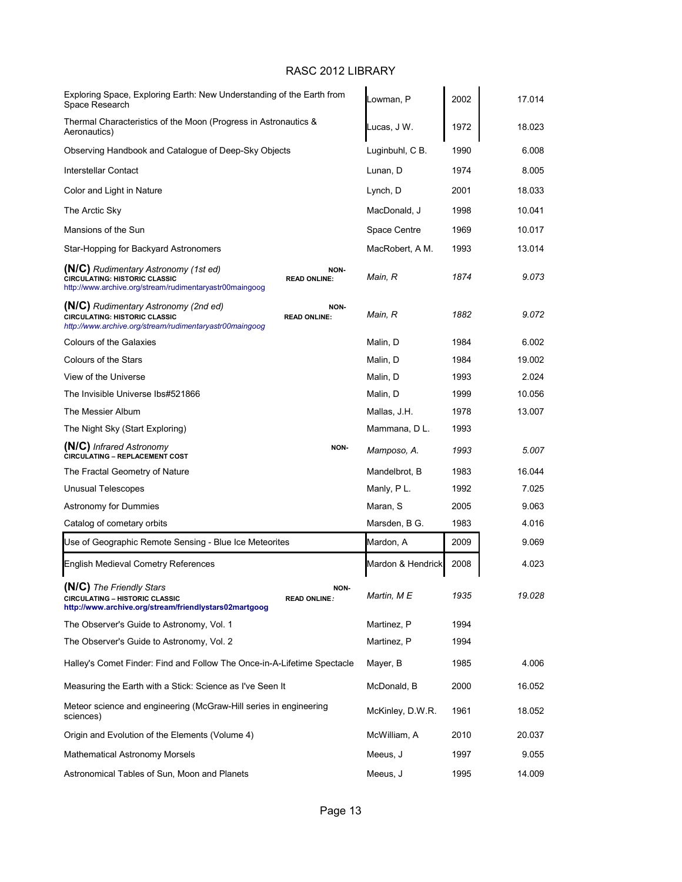# RASC 2012 LIBRARY

| Title | Author | Year | Call No. |
|---|---|---|---|
| Exploring Space, Exploring Earth: New Understanding of the Earth from Space Research | Lowman, P | 2002 | 17.014 |
| Thermal Characteristics of the Moon (Progress in Astronautics & Aeronautics) | Lucas, J W. | 1972 | 18.023 |
| Observing Handbook and Catalogue of Deep-Sky Objects | Luginbuhl, C B. | 1990 | 6.008 |
| Interstellar Contact | Lunan, D | 1974 | 8.005 |
| Color and Light in Nature | Lynch, D | 2001 | 18.033 |
| The Arctic Sky | MacDonald, J | 1998 | 10.041 |
| Mansions of the Sun | Space Centre | 1969 | 10.017 |
| Star-Hopping for Backyard Astronomers | MacRobert, A M. | 1993 | 13.014 |
| **(N/C)** *Rudimentary Astronomy (1st ed)* **NON-CIRCULATING: HISTORIC CLASSIC** **READ ONLINE:** http://www.archive.org/stream/rudimentaryastr00maingoog | *Main, R* | *1874* | *9.073* |
| **(N/C)** *Rudimentary Astronomy (2nd ed)* **NON-CIRCULATING: HISTORIC CLASSIC** **READ ONLINE:** *http://www.archive.org/stream/rudimentaryastr00maingoog* | *Main, R* | *1882* | *9.072* |
| Colours of the Galaxies | Malin, D | 1984 | 6.002 |
| Colours of the Stars | Malin, D | 1984 | 19.002 |
| View of the Universe | Malin, D | 1993 | 2.024 |
| The Invisible Universe Ibs#521866 | Malin, D | 1999 | 10.056 |
| The Messier Album | Mallas, J.H. | 1978 | 13.007 |
| The Night Sky (Start Exploring) | Mammana, D L. | 1993 | |
| **(N/C)** *Infrared Astronomy* **NON-CIRCULATING – REPLACEMENT COST** | *Mamposo, A.* | *1993* | *5.007* |
| The Fractal Geometry of Nature | Mandelbrot, B | 1983 | 16.044 |
| Unusual Telescopes | Manly, P L. | 1992 | 7.025 |
| Astronomy for Dummies | Maran, S | 2005 | 9.063 |
| Catalog of cometary orbits | Marsden, B G. | 1983 | 4.016 |
| Use of Geographic Remote Sensing - Blue Ice Meteorites | Mardon, A | 2009 | 9.069 |
| English Medieval Cometry References | Mardon & Hendrick | 2008 | 4.023 |
| **(N/C)** *The Friendly Stars* **NON-CIRCULATING – HISTORIC CLASSIC** **READ ONLINE:** **http://www.archive.org/stream/friendlystars02martgoog** | *Martin, M E* | *1935* | *19.028* |
| The Observer's Guide to Astronomy, Vol. 1 | Martinez, P | 1994 | |
| The Observer's Guide to Astronomy, Vol. 2 | Martinez, P | 1994 | |
| Halley's Comet Finder: Find and Follow The Once-in-A-Lifetime Spectacle | Mayer, B | 1985 | 4.006 |
| Measuring the Earth with a Stick: Science as I've Seen It | McDonald, B | 2000 | 16.052 |
| Meteor science and engineering (McGraw-Hill series in engineering sciences) | McKinley, D.W.R. | 1961 | 18.052 |
| Origin and Evolution of the Elements (Volume 4) | McWilliam, A | 2010 | 20.037 |
| Mathematical Astronomy Morsels | Meeus, J | 1997 | 9.055 |
| Astronomical Tables of Sun, Moon and Planets | Meeus, J | 1995 | 14.009 |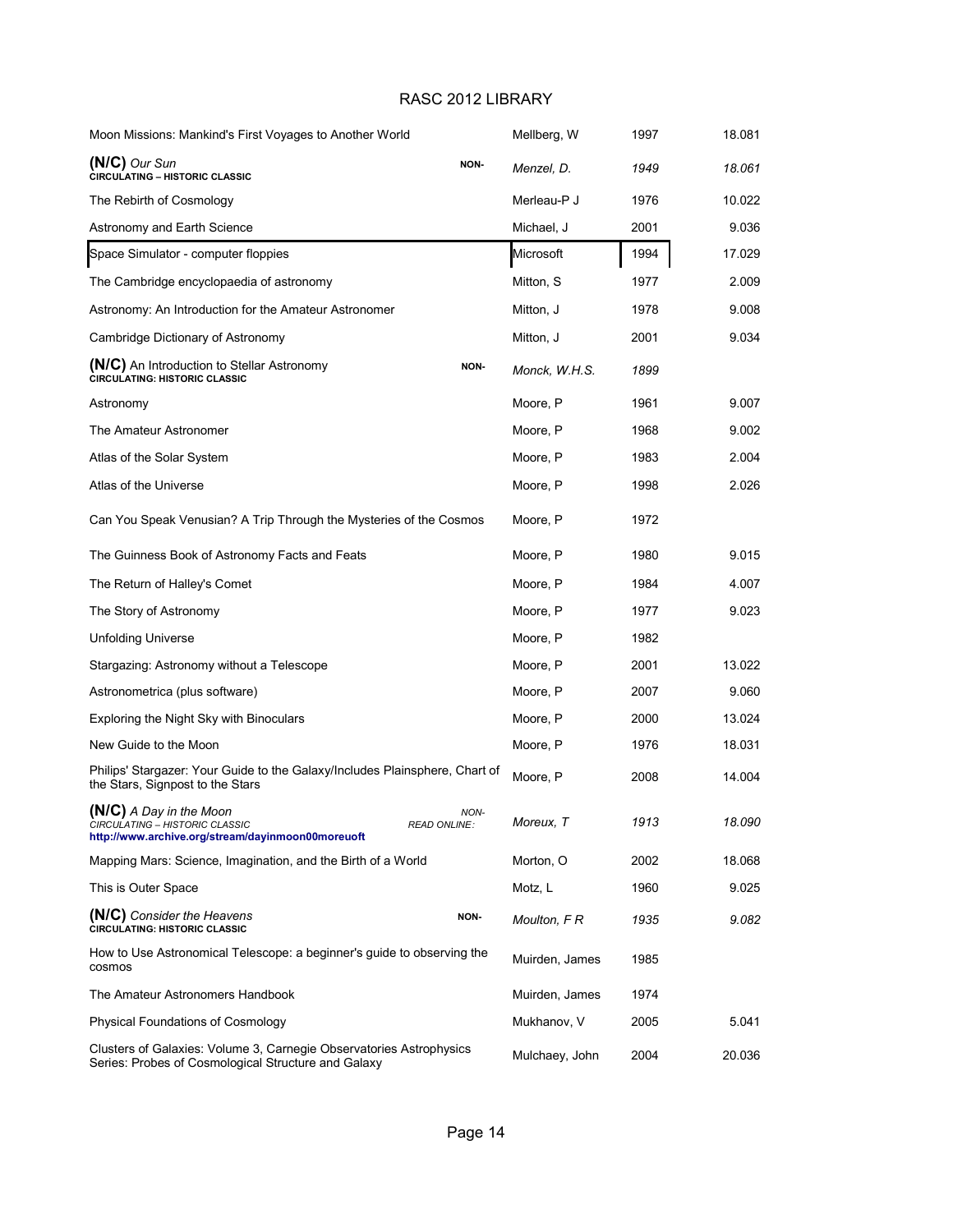# RASC 2012 LIBRARY

| Title | Author | Year | Number |
|---|---|---|---|
| Moon Missions: Mankind's First Voyages to Another World | Mellberg, W | 1997 | 18.081 |
| **(N/C)** *Our Sun* **NON-CIRCULATING – HISTORIC CLASSIC** | *Menzel, D.* | *1949* | *18.061* |
| The Rebirth of Cosmology | Merleau-P J | 1976 | 10.022 |
| Astronomy and Earth Science | Michael, J | 2001 | 9.036 |
| Space Simulator - computer floppies | Microsoft | 1994 | 17.029 |
| The Cambridge encyclopaedia of astronomy | Mitton, S | 1977 | 2.009 |
| Astronomy: An Introduction for the Amateur Astronomer | Mitton, J | 1978 | 9.008 |
| Cambridge Dictionary of Astronomy | Mitton, J | 2001 | 9.034 |
| **(N/C)** An Introduction to Stellar Astronomy **NON-CIRCULATING: HISTORIC CLASSIC** | *Monck, W.H.S.* | *1899* | |
| Astronomy | Moore, P | 1961 | 9.007 |
| The Amateur Astronomer | Moore, P | 1968 | 9.002 |
| Atlas of the Solar System | Moore, P | 1983 | 2.004 |
| Atlas of the Universe | Moore, P | 1998 | 2.026 |
| Can You Speak Venusian? A Trip Through the Mysteries of the Cosmos | Moore, P | 1972 | |
| The Guinness Book of Astronomy Facts and Feats | Moore, P | 1980 | 9.015 |
| The Return of Halley's Comet | Moore, P | 1984 | 4.007 |
| The Story of Astronomy | Moore, P | 1977 | 9.023 |
| Unfolding Universe | Moore, P | 1982 | |
| Stargazing: Astronomy without a Telescope | Moore, P | 2001 | 13.022 |
| Astronometrica (plus software) | Moore, P | 2007 | 9.060 |
| Exploring the Night Sky with Binoculars | Moore, P | 2000 | 13.024 |
| New Guide to the Moon | Moore, P | 1976 | 18.031 |
| Philips' Stargazer: Your Guide to the Galaxy/Includes Plainsphere, Chart of the Stars, Signpost to the Stars | Moore, P | 2008 | 14.004 |
| **(N/C)** *A Day in the Moon* *NON-CIRCULATING – HISTORIC CLASSIC* *READ ONLINE:* **http://www.archive.org/stream/dayinmoon00moreuoft** | *Moreux, T* | *1913* | *18.090* |
| Mapping Mars: Science, Imagination, and the Birth of a World | Morton, O | 2002 | 18.068 |
| This is Outer Space | Motz, L | 1960 | 9.025 |
| **(N/C)** *Consider the Heavens* **NON-CIRCULATING: HISTORIC CLASSIC** | *Moulton, F R* | *1935* | *9.082* |
| How to Use Astronomical Telescope: a beginner's guide to observing the cosmos | Muirden, James | 1985 | |
| The Amateur Astronomers Handbook | Muirden, James | 1974 | |
| Physical Foundations of Cosmology | Mukhanov, V | 2005 | 5.041 |
| Clusters of Galaxies: Volume 3, Carnegie Observatories Astrophysics Series: Probes of Cosmological Structure and Galaxy | Mulchaey, John | 2004 | 20.036 |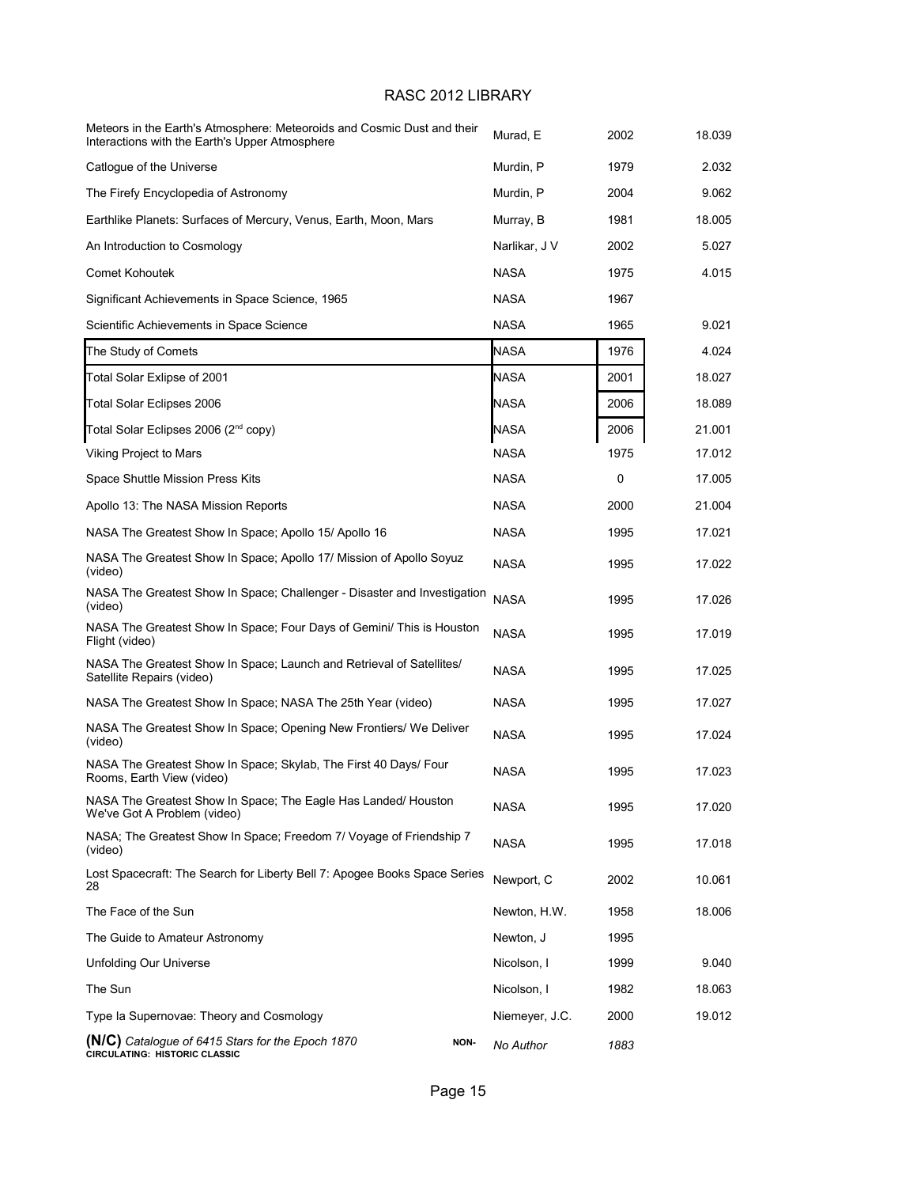# RASC 2012 LIBRARY

| Title | Author | Year | Call No. |
|---|---|---|---|
| Meteors in the Earth's Atmosphere: Meteoroids and Cosmic Dust and their Interactions with the Earth's Upper Atmosphere | Murad, E | 2002 | 18.039 |
| Catlogue of the Universe | Murdin, P | 1979 | 2.032 |
| The Firefy Encyclopedia of Astronomy | Murdin, P | 2004 | 9.062 |
| Earthlike Planets: Surfaces of Mercury, Venus, Earth, Moon, Mars | Murray, B | 1981 | 18.005 |
| An Introduction to Cosmology | Narlikar, J V | 2002 | 5.027 |
| Comet Kohoutek | NASA | 1975 | 4.015 |
| Significant Achievements in Space Science, 1965 | NASA | 1967 | |
| Scientific Achievements in Space Science | NASA | 1965 | 9.021 |
| The Study of Comets | NASA | 1976 | 4.024 |
| Total Solar Exlipse of 2001 | NASA | 2001 | 18.027 |
| Total Solar Eclipses 2006 | NASA | 2006 | 18.089 |
| Total Solar Eclipses 2006 (2nd copy) | NASA | 2006 | 21.001 |
| Viking Project to Mars | NASA | 1975 | 17.012 |
| Space Shuttle Mission Press Kits | NASA | 0 | 17.005 |
| Apollo 13: The NASA Mission Reports | NASA | 2000 | 21.004 |
| NASA The Greatest Show In Space; Apollo 15/ Apollo 16 | NASA | 1995 | 17.021 |
| NASA The Greatest Show In Space; Apollo 17/ Mission of Apollo Soyuz (video) | NASA | 1995 | 17.022 |
| NASA The Greatest Show In Space; Challenger - Disaster and Investigation (video) | NASA | 1995 | 17.026 |
| NASA The Greatest Show In Space; Four Days of Gemini/ This is Houston Flight (video) | NASA | 1995 | 17.019 |
| NASA The Greatest Show In Space; Launch and Retrieval of Satellites/ Satellite Repairs (video) | NASA | 1995 | 17.025 |
| NASA The Greatest Show In Space; NASA The 25th Year (video) | NASA | 1995 | 17.027 |
| NASA The Greatest Show In Space; Opening New Frontiers/ We Deliver (video) | NASA | 1995 | 17.024 |
| NASA The Greatest Show In Space; Skylab, The First 40 Days/ Four Rooms, Earth View (video) | NASA | 1995 | 17.023 |
| NASA The Greatest Show In Space; The Eagle Has Landed/ Houston We've Got A Problem (video) | NASA | 1995 | 17.020 |
| NASA; The Greatest Show In Space; Freedom 7/ Voyage of Friendship 7 (video) | NASA | 1995 | 17.018 |
| Lost Spacecraft: The Search for Liberty Bell 7: Apogee Books Space Series 28 | Newport, C | 2002 | 10.061 |
| The Face of the Sun | Newton, H.W. | 1958 | 18.006 |
| The Guide to Amateur Astronomy | Newton, J | 1995 | |
| Unfolding Our Universe | Nicolson, I | 1999 | 9.040 |
| The Sun | Nicolson, I | 1982 | 18.063 |
| Type la Supernovae: Theory and Cosmology | Niemeyer, J.C. | 2000 | 19.012 |
| **(N/C)** *Catalogue of 6415 Stars for the Epoch 1870* **NON-CIRCULATING: HISTORIC CLASSIC** | *No Author* | *1883* | |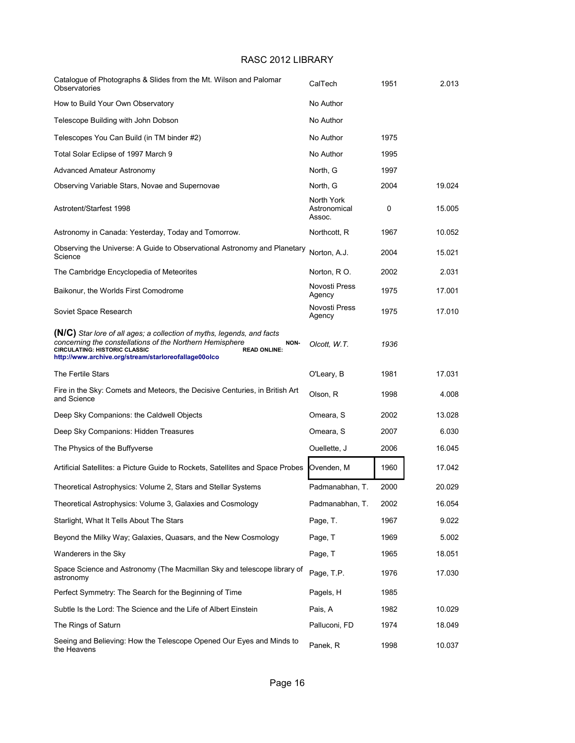## RASC 2012 LIBRARY

| Title | Author | Year | Call No. |
|---|---|---|---|
| Catalogue of Photographs & Slides from the Mt. Wilson and Palomar Observatories | CalTech | 1951 | 2.013 |
| How to Build Your Own Observatory | No Author | | |
| Telescope Building with John Dobson | No Author | | |
| Telescopes You Can Build (in TM binder #2) | No Author | 1975 | |
| Total Solar Eclipse of 1997 March 9 | No Author | 1995 | |
| Advanced Amateur Astronomy | North, G | 1997 | |
| Observing Variable Stars, Novae and Supernovae | North, G | 2004 | 19.024 |
| Astrotent/Starfest 1998 | North York Astronomical Assoc. | 0 | 15.005 |
| Astronomy in Canada: Yesterday, Today and Tomorrow. | Northcott, R | 1967 | 10.052 |
| Observing the Universe: A Guide to Observational Astronomy and Planetary Science | Norton, A.J. | 2004 | 15.021 |
| The Cambridge Encyclopedia of Meteorites | Norton, R O. | 2002 | 2.031 |
| Baikonur, the Worlds First Comodrome | Novosti Press Agency | 1975 | 17.001 |
| Soviet Space Research | Novosti Press Agency | 1975 | 17.010 |
| **(N/C)** *Star lore of all ages; a collection of myths, legends, and facts concerning the constellations of the Northern Hemisphere* **NON-CIRCULATING: HISTORIC CLASSIC READ ONLINE: http://www.archive.org/stream/starloreofallage00olco** | *Olcott, W.T.* | *1936* | |
| The Fertile Stars | O'Leary, B | 1981 | 17.031 |
| Fire in the Sky: Comets and Meteors, the Decisive Centuries, in British Art and Science | Olson, R | 1998 | 4.008 |
| Deep Sky Companions: the Caldwell Objects | Omeara, S | 2002 | 13.028 |
| Deep Sky Companions: Hidden Treasures | Omeara, S | 2007 | 6.030 |
| The Physics of the Buffyverse | Ouellette, J | 2006 | 16.045 |
| Artificial Satellites: a Picture Guide to Rockets, Satellites and Space Probes | Ovenden, M | 1960 | 17.042 |
| Theoretical Astrophysics: Volume 2, Stars and Stellar Systems | Padmanabhan, T. | 2000 | 20.029 |
| Theoretical Astrophysics: Volume 3, Galaxies and Cosmology | Padmanabhan, T. | 2002 | 16.054 |
| Starlight, What It Tells About The Stars | Page, T. | 1967 | 9.022 |
| Beyond the Milky Way; Galaxies, Quasars, and the New Cosmology | Page, T | 1969 | 5.002 |
| Wanderers in the Sky | Page, T | 1965 | 18.051 |
| Space Science and Astronomy (The Macmillan Sky and telescope library of astronomy | Page, T.P. | 1976 | 17.030 |
| Perfect Symmetry: The Search for the Beginning of Time | Pagels, H | 1985 | |
| Subtle Is the Lord: The Science and the Life of Albert Einstein | Pais, A | 1982 | 10.029 |
| The Rings of Saturn | Palluconi, FD | 1974 | 18.049 |
| Seeing and Believing: How the Telescope Opened Our Eyes and Minds to the Heavens | Panek, R | 1998 | 10.037 |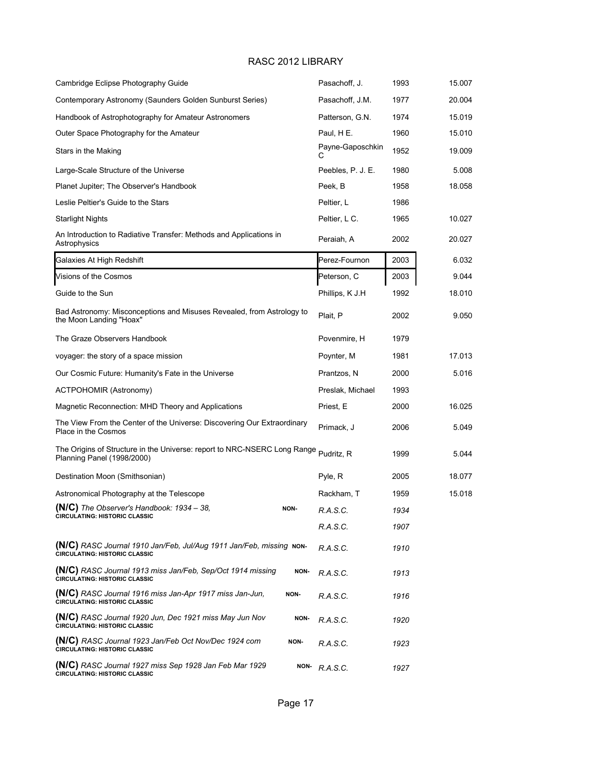RASC 2012 LIBRARY

| Title | Author | Year | Number |
|---|---|---|---|
| Cambridge Eclipse Photography Guide | Pasachoff, J. | 1993 | 15.007 |
| Contemporary Astronomy (Saunders Golden Sunburst Series) | Pasachoff, J.M. | 1977 | 20.004 |
| Handbook of Astrophotography for Amateur Astronomers | Patterson, G.N. | 1974 | 15.019 |
| Outer Space Photography for the Amateur | Paul, H E. | 1960 | 15.010 |
| Stars in the Making | Payne-Gaposchkin C | 1952 | 19.009 |
| Large-Scale Structure of the Universe | Peebles, P. J. E. | 1980 | 5.008 |
| Planet Jupiter; The Observer's Handbook | Peek, B | 1958 | 18.058 |
| Leslie Peltier's Guide to the Stars | Peltier, L | 1986 | |
| Starlight Nights | Peltier, L C. | 1965 | 10.027 |
| An Introduction to Radiative Transfer: Methods and Applications in Astrophysics | Peraiah, A | 2002 | 20.027 |
| Galaxies At High Redshift | Perez-Fournon | 2003 | 6.032 |
| Visions of the Cosmos | Peterson, C | 2003 | 9.044 |
| Guide to the Sun | Phillips, K J.H | 1992 | 18.010 |
| Bad Astronomy: Misconceptions and Misuses Revealed, from Astrology to the Moon Landing "Hoax" | Plait, P | 2002 | 9.050 |
| The Graze Observers Handbook | Povenmire, H | 1979 | |
| voyager: the story of a space mission | Poynter, M | 1981 | 17.013 |
| Our Cosmic Future: Humanity's Fate in the Universe | Prantzos, N | 2000 | 5.016 |
| ACTPOHOMIR (Astronomy) | Preslak, Michael | 1993 | |
| Magnetic Reconnection: MHD Theory and Applications | Priest, E | 2000 | 16.025 |
| The View From the Center of the Universe: Discovering Our Extraordinary Place in the Cosmos | Primack, J | 2006 | 5.049 |
| The Origins of Structure in the Universe: report to NRC-NSERC Long Range Planning Panel (1998/2000) | Pudritz, R | 1999 | 5.044 |
| Destination Moon (Smithsonian) | Pyle, R | 2005 | 18.077 |
| Astronomical Photography at the Telescope | Rackham, T | 1959 | 15.018 |
| **(N/C)** *The Observer's Handbook: 1934 – 38,* **NON-CIRCULATING: HISTORIC CLASSIC** | *R.A.S.C.* | *1934* | |
| | *R.A.S.C.* | *1907* | |
| **(N/C)** *RASC Journal 1910 Jan/Feb, Jul/Aug 1911 Jan/Feb, missing* **NON-CIRCULATING: HISTORIC CLASSIC** | *R.A.S.C.* | *1910* | |
| **(N/C)** *RASC Journal 1913 miss Jan/Feb, Sep/Oct 1914 missing* **NON-CIRCULATING: HISTORIC CLASSIC** | *R.A.S.C.* | *1913* | |
| **(N/C)** *RASC Journal 1916 miss Jan-Apr 1917 miss Jan-Jun,* **NON-CIRCULATING: HISTORIC CLASSIC** | *R.A.S.C.* | *1916* | |
| **(N/C)** *RASC Journal 1920 Jun, Dec 1921 miss May Jun Nov* **NON-CIRCULATING: HISTORIC CLASSIC** | *R.A.S.C.* | *1920* | |
| **(N/C)** *RASC Journal 1923 Jan/Feb Oct Nov/Dec 1924 com* **NON-CIRCULATING: HISTORIC CLASSIC** | *R.A.S.C.* | *1923* | |
| **(N/C)** *RASC Journal 1927 miss Sep 1928 Jan Feb Mar 1929* **NON-CIRCULATING: HISTORIC CLASSIC** | *R.A.S.C.* | *1927* | |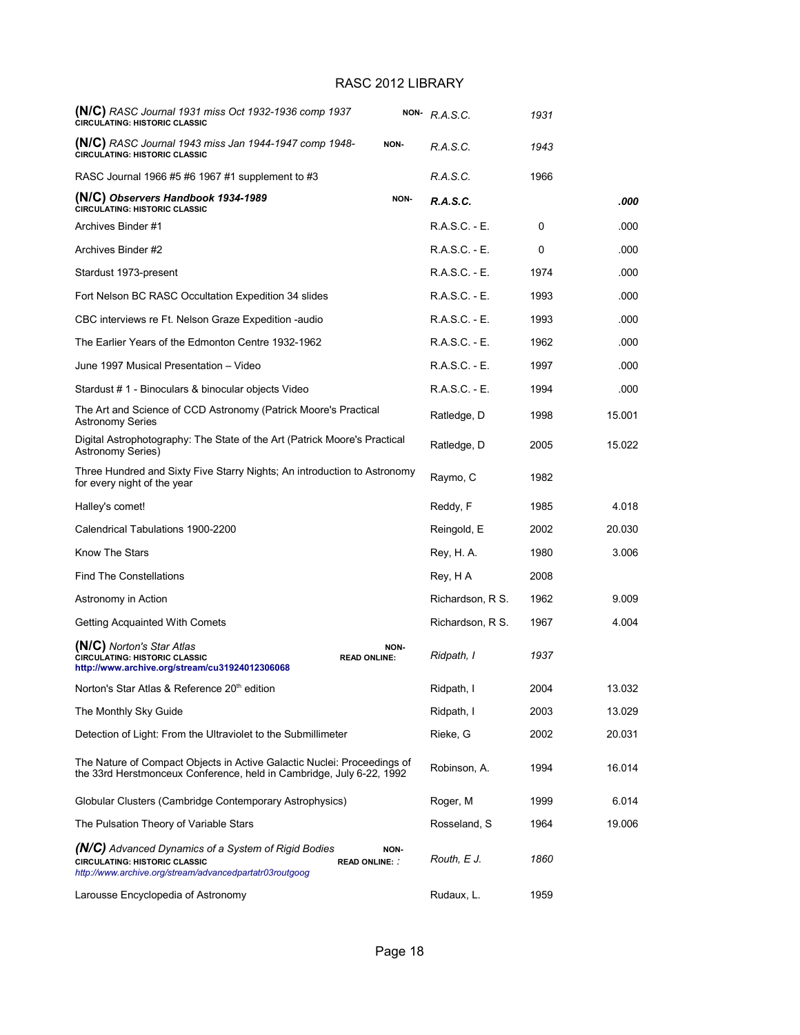# RASC 2012 LIBRARY

| Title | Author | Year | Call No. |
|---|---|---|---|
| **(N/C)** *RASC Journal 1931 miss Oct 1932-1936 comp 1937* **NON-CIRCULATING: HISTORIC CLASSIC** | *R.A.S.C.* | *1931* | |
| **(N/C)** *RASC Journal 1943 miss Jan 1944-1947 comp 1948-* **NON-CIRCULATING: HISTORIC CLASSIC** | *R.A.S.C.* | *1943* | |
| RASC Journal 1966 #5 #6 1967 #1 supplement to #3 | *R.A.S.C.* | 1966 | |
| **(N/C)** ***Observers Handbook 1934-1989*** **NON-CIRCULATING: HISTORIC CLASSIC** | ***R.A.S.C.*** | | ***.000*** |
| Archives Binder #1 | R.A.S.C. - E. | 0 | .000 |
| Archives Binder #2 | R.A.S.C. - E. | 0 | .000 |
| Stardust 1973-present | R.A.S.C. - E. | 1974 | .000 |
| Fort Nelson BC RASC Occultation Expedition 34 slides | R.A.S.C. - E. | 1993 | .000 |
| CBC interviews re Ft. Nelson Graze Expedition -audio | R.A.S.C. - E. | 1993 | .000 |
| The Earlier Years of the Edmonton Centre 1932-1962 | R.A.S.C. - E. | 1962 | .000 |
| June 1997 Musical Presentation – Video | R.A.S.C. - E. | 1997 | .000 |
| Stardust # 1 - Binoculars & binocular objects Video | R.A.S.C. - E. | 1994 | .000 |
| The Art and Science of CCD Astronomy (Patrick Moore's Practical Astronomy Series | Ratledge, D | 1998 | 15.001 |
| Digital Astrophotography: The State of the Art (Patrick Moore's Practical Astronomy Series) | Ratledge, D | 2005 | 15.022 |
| Three Hundred and Sixty Five Starry Nights; An introduction to Astronomy for every night of the year | Raymo, C | 1982 | |
| Halley's comet! | Reddy, F | 1985 | 4.018 |
| Calendrical Tabulations 1900-2200 | Reingold, E | 2002 | 20.030 |
| Know The Stars | Rey, H. A. | 1980 | 3.006 |
| Find The Constellations | Rey, H A | 2008 | |
| Astronomy in Action | Richardson, R S. | 1962 | 9.009 |
| Getting Acquainted With Comets | Richardson, R S. | 1967 | 4.004 |
| **(N/C)** *Norton's Star Atlas* **NON-CIRCULATING: HISTORIC CLASSIC READ ONLINE: http://www.archive.org/stream/cu31924012306068** | *Ridpath, I* | *1937* | |
| Norton's Star Atlas & Reference 20th edition | Ridpath, I | 2004 | 13.032 |
| The Monthly Sky Guide | Ridpath, I | 2003 | 13.029 |
| Detection of Light: From the Ultraviolet to the Submillimeter | Rieke, G | 2002 | 20.031 |
| The Nature of Compact Objects in Active Galactic Nuclei: Proceedings of the 33rd Herstmonceux Conference, held in Cambridge, July 6-22, 1992 | Robinson, A. | 1994 | 16.014 |
| Globular Clusters (Cambridge Contemporary Astrophysics) | Roger, M | 1999 | 6.014 |
| The Pulsation Theory of Variable Stars | Rosseland, S | 1964 | 19.006 |
| ***(N/C)*** *Advanced Dynamics of a System of Rigid Bodies* **NON-CIRCULATING: HISTORIC CLASSIC READ ONLINE:** *: http://www.archive.org/stream/advancedpartatr03routgoog* | *Routh, E J.* | *1860* | |
| Larousse Encyclopedia of Astronomy | Rudaux, L. | 1959 | |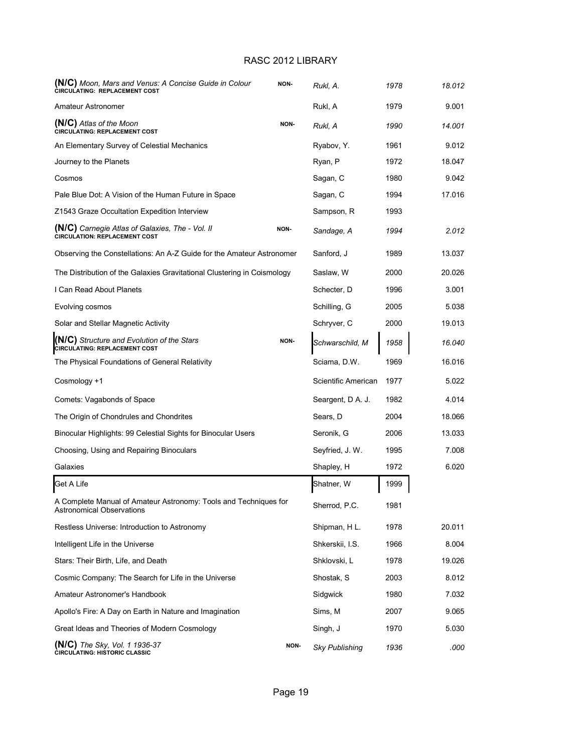# RASC 2012 LIBRARY

| Title | | Author | Year | Call No. |
|---|---|---|---|---|
| **(N/C)** *Moon, Mars and Venus: A Concise Guide in Colour* **CIRCULATING: REPLACEMENT COST** | **NON-** | *Rukl, A.* | *1978* | *18.012* |
| Amateur Astronomer | | Rukl, A | 1979 | 9.001 |
| **(N/C)** *Atlas of the Moon* **CIRCULATING: REPLACEMENT COST** | **NON-** | *Rukl, A* | *1990* | *14.001* |
| An Elementary Survey of Celestial Mechanics | | Ryabov, Y. | 1961 | 9.012 |
| Journey to the Planets | | Ryan, P | 1972 | 18.047 |
| Cosmos | | Sagan, C | 1980 | 9.042 |
| Pale Blue Dot: A Vision of the Human Future in Space | | Sagan, C | 1994 | 17.016 |
| Z1543 Graze Occultation Expedition Interview | | Sampson, R | 1993 | |
| **(N/C)** *Carnegie Atlas of Galaxies, The - Vol. II* **CIRCULATION: REPLACEMENT COST** | **NON-** | *Sandage, A* | *1994* | *2.012* |
| Observing the Constellations: An A-Z Guide for the Amateur Astronomer | | Sanford, J | 1989 | 13.037 |
| The Distribution of the Galaxies Gravitational Clustering in Coismology | | Saslaw, W | 2000 | 20.026 |
| I Can Read About Planets | | Schecter, D | 1996 | 3.001 |
| Evolving cosmos | | Schilling, G | 2005 | 5.038 |
| Solar and Stellar Magnetic Activity | | Schryver, C | 2000 | 19.013 |
| **(N/C)** *Structure and Evolution of the Stars* **CIRCULATING: REPLACEMENT COST** | **NON-** | *Schwarschild, M* | *1958* | *16.040* |
| The Physical Foundations of General Relativity | | Sciama, D.W. | 1969 | 16.016 |
| Cosmology +1 | | Scientific American | 1977 | 5.022 |
| Comets: Vagabonds of Space | | Seargent, D A. J. | 1982 | 4.014 |
| The Origin of Chondrules and Chondrites | | Sears, D | 2004 | 18.066 |
| Binocular Highlights: 99 Celestial Sights for Binocular Users | | Seronik, G | 2006 | 13.033 |
| Choosing, Using and Repairing Binoculars | | Seyfried, J. W. | 1995 | 7.008 |
| Galaxies | | Shapley, H | 1972 | 6.020 |
| Get A Life | | Shatner, W | 1999 | |
| A Complete Manual of Amateur Astronomy: Tools and Techniques for Astronomical Observations | | Sherrod, P.C. | 1981 | |
| Restless Universe: Introduction to Astronomy | | Shipman, H L. | 1978 | 20.011 |
| Intelligent Life in the Universe | | Shkerskii, I.S. | 1966 | 8.004 |
| Stars: Their Birth, Life, and Death | | Shklovski, L | 1978 | 19.026 |
| Cosmic Company: The Search for Life in the Universe | | Shostak, S | 2003 | 8.012 |
| Amateur Astronomer's Handbook | | Sidgwick | 1980 | 7.032 |
| Apollo's Fire: A Day on Earth in Nature and Imagination | | Sims, M | 2007 | 9.065 |
| Great Ideas and Theories of Modern Cosmology | | Singh, J | 1970 | 5.030 |
| **(N/C)** *The Sky, Vol. 1 1936-37* **CIRCULATING: HISTORIC CLASSIC** | **NON-** | *Sky Publishing* | *1936* | *.000* |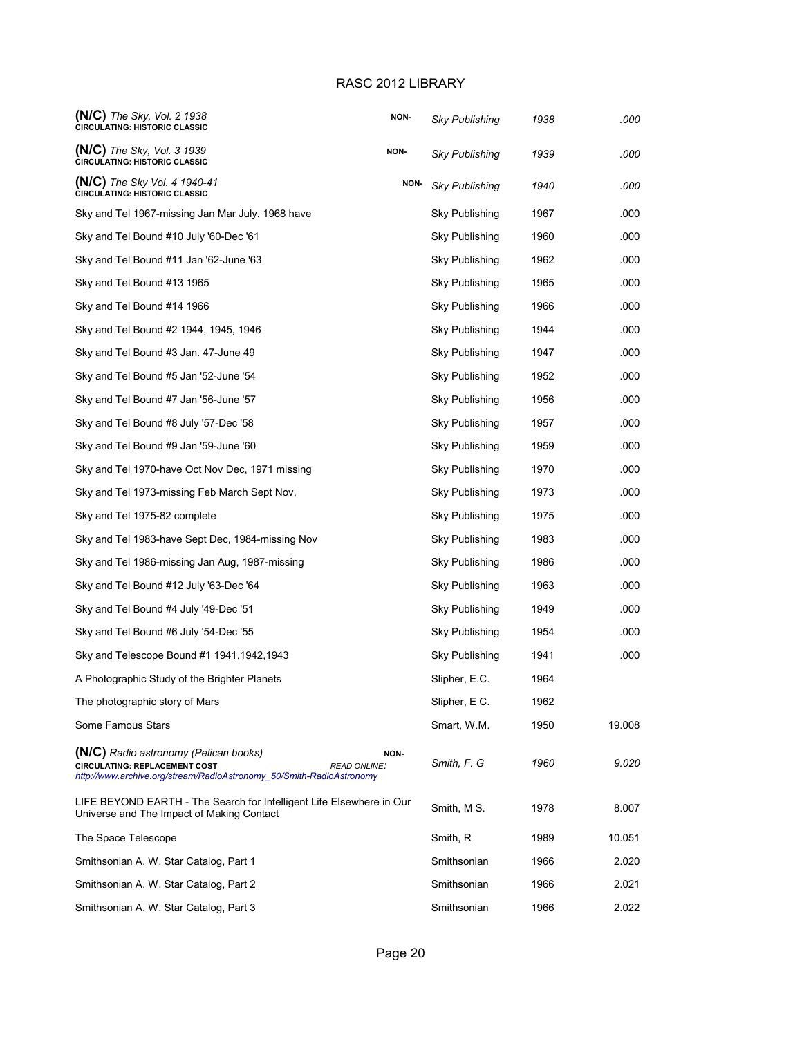# RASC 2012 LIBRARY

| Title | | Author/Publisher | Year | Call No. |
|---|---|---|---|---|
| **(N/C)** *The Sky, Vol. 2 1938* **CIRCULATING: HISTORIC CLASSIC** | **NON-** | *Sky Publishing* | *1938* | *.000* |
| **(N/C)** *The Sky, Vol. 3 1939* **CIRCULATING: HISTORIC CLASSIC** | **NON-** | *Sky Publishing* | *1939* | *.000* |
| **(N/C)** *The Sky Vol. 4 1940-41* **CIRCULATING: HISTORIC CLASSIC** | **NON-** | *Sky Publishing* | *1940* | *.000* |
| Sky and Tel 1967-missing Jan Mar July, 1968 have | | Sky Publishing | 1967 | .000 |
| Sky and Tel Bound #10 July '60-Dec '61 | | Sky Publishing | 1960 | .000 |
| Sky and Tel Bound #11 Jan '62-June '63 | | Sky Publishing | 1962 | .000 |
| Sky and Tel Bound #13 1965 | | Sky Publishing | 1965 | .000 |
| Sky and Tel Bound #14 1966 | | Sky Publishing | 1966 | .000 |
| Sky and Tel Bound #2 1944, 1945, 1946 | | Sky Publishing | 1944 | .000 |
| Sky and Tel Bound #3 Jan. 47-June 49 | | Sky Publishing | 1947 | .000 |
| Sky and Tel Bound #5 Jan '52-June '54 | | Sky Publishing | 1952 | .000 |
| Sky and Tel Bound #7 Jan '56-June '57 | | Sky Publishing | 1956 | .000 |
| Sky and Tel Bound #8 July '57-Dec '58 | | Sky Publishing | 1957 | .000 |
| Sky and Tel Bound #9 Jan '59-June '60 | | Sky Publishing | 1959 | .000 |
| Sky and Tel 1970-have Oct Nov Dec, 1971 missing | | Sky Publishing | 1970 | .000 |
| Sky and Tel 1973-missing Feb March Sept Nov, | | Sky Publishing | 1973 | .000 |
| Sky and Tel 1975-82 complete | | Sky Publishing | 1975 | .000 |
| Sky and Tel 1983-have Sept Dec, 1984-missing Nov | | Sky Publishing | 1983 | .000 |
| Sky and Tel 1986-missing Jan Aug, 1987-missing | | Sky Publishing | 1986 | .000 |
| Sky and Tel Bound #12 July '63-Dec '64 | | Sky Publishing | 1963 | .000 |
| Sky and Tel Bound #4 July '49-Dec '51 | | Sky Publishing | 1949 | .000 |
| Sky and Tel Bound #6 July '54-Dec '55 | | Sky Publishing | 1954 | .000 |
| Sky and Telescope Bound #1 1941,1942,1943 | | Sky Publishing | 1941 | .000 |
| A Photographic Study of the Brighter Planets | | Slipher, E.C. | 1964 | |
| The photographic story of Mars | | Slipher, E C. | 1962 | |
| Some Famous Stars | | Smart, W.M. | 1950 | 19.008 |
| **(N/C)** *Radio astronomy (Pelican books)* **CIRCULATING: REPLACEMENT COST** *http://www.archive.org/stream/RadioAstronomy_50/Smith-RadioAstronomy* | **NON-** *READ ONLINE:* | *Smith, F. G* | *1960* | *9.020* |
| LIFE BEYOND EARTH - The Search for Intelligent Life Elsewhere in Our Universe and The Impact of Making Contact | | Smith, M S. | 1978 | 8.007 |
| The Space Telescope | | Smith, R | 1989 | 10.051 |
| Smithsonian A. W. Star Catalog, Part 1 | | Smithsonian | 1966 | 2.020 |
| Smithsonian A. W. Star Catalog, Part 2 | | Smithsonian | 1966 | 2.021 |
| Smithsonian A. W. Star Catalog, Part 3 | | Smithsonian | 1966 | 2.022 |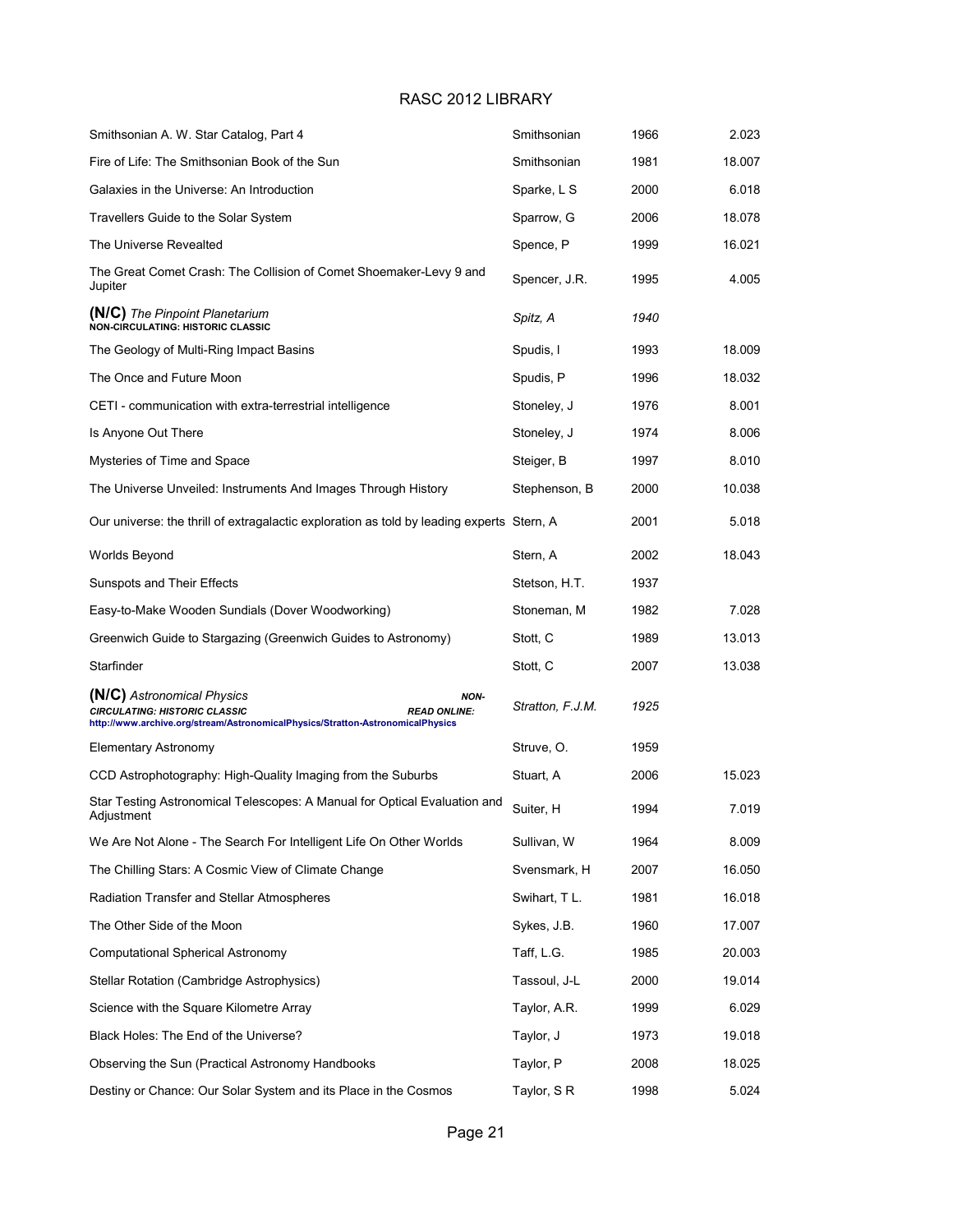| | | | |
|---|---|---|---|
| Smithsonian A. W. Star Catalog, Part 4 | Smithsonian | 1966 | 2.023 |
| Fire of Life: The Smithsonian Book of the Sun | Smithsonian | 1981 | 18.007 |
| Galaxies in the Universe: An Introduction | Sparke, L S | 2000 | 6.018 |
| Travellers Guide to the Solar System | Sparrow, G | 2006 | 18.078 |
| The Universe Revealted | Spence, P | 1999 | 16.021 |
| The Great Comet Crash: The Collision of Comet Shoemaker-Levy 9 and Jupiter | Spencer, J.R. | 1995 | 4.005 |
| **(N/C)** *The Pinpoint Planetarium* **NON-CIRCULATING: HISTORIC CLASSIC** | *Spitz, A* | *1940* | |
| The Geology of Multi-Ring Impact Basins | Spudis, I | 1993 | 18.009 |
| The Once and Future Moon | Spudis, P | 1996 | 18.032 |
| CETI - communication with extra-terrestrial intelligence | Stoneley, J | 1976 | 8.001 |
| Is Anyone Out There | Stoneley, J | 1974 | 8.006 |
| Mysteries of Time and Space | Steiger, B | 1997 | 8.010 |
| The Universe Unveiled: Instruments And Images Through History | Stephenson, B | 2000 | 10.038 |
| Our universe: the thrill of extragalactic exploration as told by leading experts | Stern, A | 2001 | 5.018 |
| Worlds Beyond | Stern, A | 2002 | 18.043 |
| Sunspots and Their Effects | Stetson, H.T. | 1937 | |
| Easy-to-Make Wooden Sundials (Dover Woodworking) | Stoneman, M | 1982 | 7.028 |
| Greenwich Guide to Stargazing (Greenwich Guides to Astronomy) | Stott, C | 1989 | 13.013 |
| Starfinder | Stott, C | 2007 | 13.038 |
| **(N/C)** *Astronomical Physics* ***NON-CIRCULATING: HISTORIC CLASSIC*** ***READ ONLINE:*** **http://www.archive.org/stream/AstronomicalPhysics/Stratton-AstronomicalPhysics** | *Stratton, F.J.M.* | *1925* | |
| Elementary Astronomy | Struve, O. | 1959 | |
| CCD Astrophotography: High-Quality Imaging from the Suburbs | Stuart, A | 2006 | 15.023 |
| Star Testing Astronomical Telescopes: A Manual for Optical Evaluation and Adjustment | Suiter, H | 1994 | 7.019 |
| We Are Not Alone - The Search For Intelligent Life On Other Worlds | Sullivan, W | 1964 | 8.009 |
| The Chilling Stars: A Cosmic View of Climate Change | Svensmark, H | 2007 | 16.050 |
| Radiation Transfer and Stellar Atmospheres | Swihart, T L. | 1981 | 16.018 |
| The Other Side of the Moon | Sykes, J.B. | 1960 | 17.007 |
| Computational Spherical Astronomy | Taff, L.G. | 1985 | 20.003 |
| Stellar Rotation (Cambridge Astrophysics) | Tassoul, J-L | 2000 | 19.014 |
| Science with the Square Kilometre Array | Taylor, A.R. | 1999 | 6.029 |
| Black Holes: The End of the Universe? | Taylor, J | 1973 | 19.018 |
| Observing the Sun (Practical Astronomy Handbooks | Taylor, P | 2008 | 18.025 |
| Destiny or Chance: Our Solar System and its Place in the Cosmos | Taylor, S R | 1998 | 5.024 |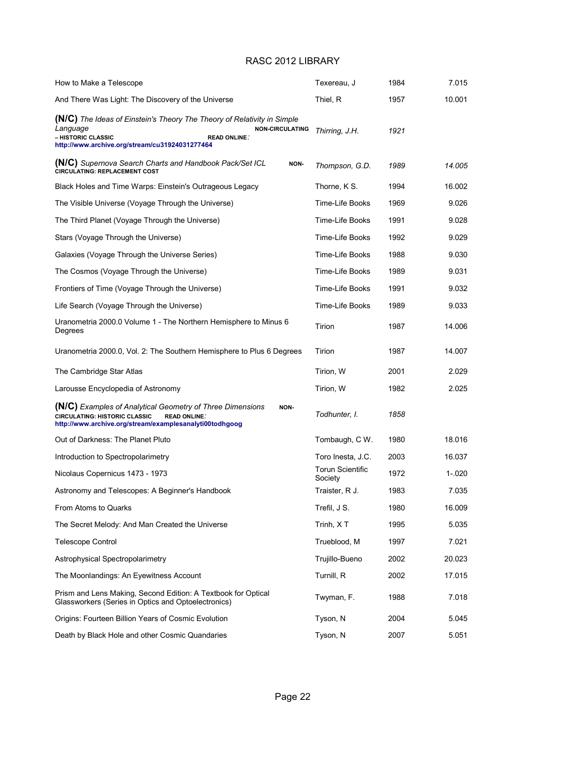# RASC 2012 LIBRARY

| Title | Author | Year | Call No. |
|---|---|---|---|
| How to Make a Telescope | Texereau, J | 1984 | 7.015 |
| And There Was Light: The Discovery of the Universe | Thiel, R | 1957 | 10.001 |
| **(N/C)** *The Ideas of Einstein's Theory The Theory of Relativity in Simple Language* **NON-CIRCULATING – HISTORIC CLASSIC READ ONLINE:** http://www.archive.org/stream/cu31924031277464 | *Thirring, J.H.* | *1921* | |
| **(N/C)** *Supernova Search Charts and Handbook Pack/Set ICL* **NON-CIRCULATING: REPLACEMENT COST** | *Thompson, G.D.* | *1989* | *14.005* |
| Black Holes and Time Warps: Einstein's Outrageous Legacy | Thorne, K S. | 1994 | 16.002 |
| The Visible Universe (Voyage Through the Universe) | Time-Life Books | 1969 | 9.026 |
| The Third Planet (Voyage Through the Universe) | Time-Life Books | 1991 | 9.028 |
| Stars (Voyage Through the Universe) | Time-Life Books | 1992 | 9.029 |
| Galaxies (Voyage Through the Universe Series) | Time-Life Books | 1988 | 9.030 |
| The Cosmos (Voyage Through the Universe) | Time-Life Books | 1989 | 9.031 |
| Frontiers of Time (Voyage Through the Universe) | Time-Life Books | 1991 | 9.032 |
| Life Search (Voyage Through the Universe) | Time-Life Books | 1989 | 9.033 |
| Uranometria 2000.0 Volume 1 - The Northern Hemisphere to Minus 6 Degrees | Tirion | 1987 | 14.006 |
| Uranometria 2000.0, Vol. 2: The Southern Hemisphere to Plus 6 Degrees | Tirion | 1987 | 14.007 |
| The Cambridge Star Atlas | Tirion, W | 2001 | 2.029 |
| Larousse Encyclopedia of Astronomy | Tirion, W | 1982 | 2.025 |
| **(N/C)** *Examples of Analytical Geometry of Three Dimensions* **NON-CIRCULATING: HISTORIC CLASSIC READ ONLINE:** http://www.archive.org/stream/examplesanalyti00todhgoog | *Todhunter, I.* | *1858* | |
| Out of Darkness: The Planet Pluto | Tombaugh, C W. | 1980 | 18.016 |
| Introduction to Spectropolarimetry | Toro Inesta, J.C. | 2003 | 16.037 |
| Nicolaus Copernicus 1473 - 1973 | Torun Scientific Society | 1972 | 1-.020 |
| Astronomy and Telescopes: A Beginner's Handbook | Traister, R J. | 1983 | 7.035 |
| From Atoms to Quarks | Trefil, J S. | 1980 | 16.009 |
| The Secret Melody: And Man Created the Universe | Trinh, X T | 1995 | 5.035 |
| Telescope Control | Trueblood, M | 1997 | 7.021 |
| Astrophysical Spectropolarimetry | Trujillo-Bueno | 2002 | 20.023 |
| The Moonlandings: An Eyewitness Account | Turnill, R | 2002 | 17.015 |
| Prism and Lens Making, Second Edition: A Textbook for Optical Glassworkers (Series in Optics and Optoelectronics) | Twyman, F. | 1988 | 7.018 |
| Origins: Fourteen Billion Years of Cosmic Evolution | Tyson, N | 2004 | 5.045 |
| Death by Black Hole and other Cosmic Quandaries | Tyson, N | 2007 | 5.051 |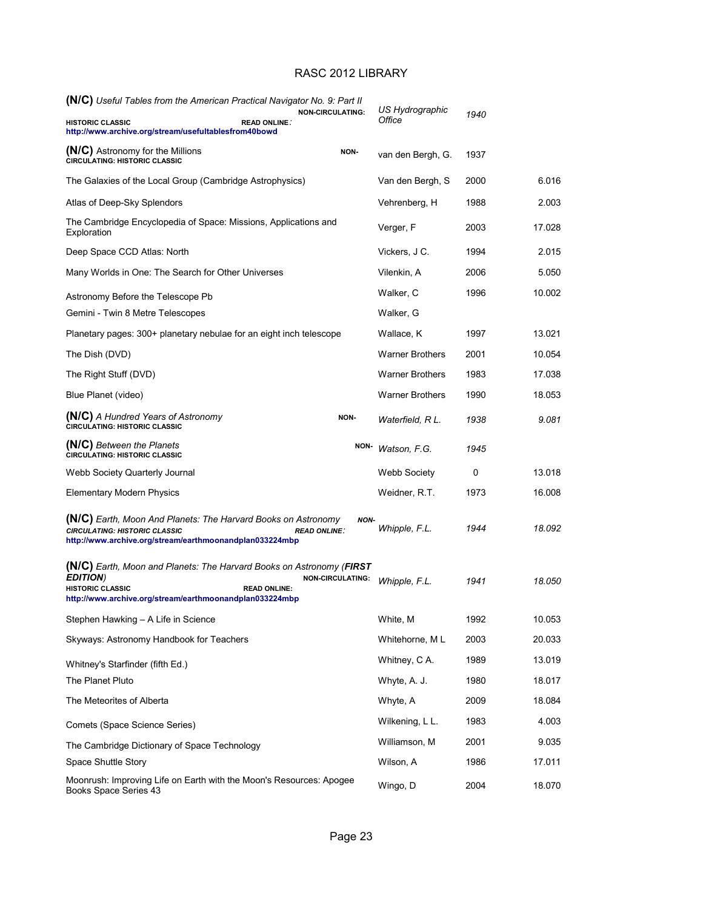# RASC 2012 LIBRARY

| Title | Author | Year | Call No. |
|---|---|---|---|
| **(N/C)** *Useful Tables from the American Practical Navigator No. 9: Part II* **NON-CIRCULATING: HISTORIC CLASSIC** **READ ONLINE:** http://www.archive.org/stream/usefultablesfrom40bowd | *US Hydrographic Office* | *1940* | |
| **(N/C)** Astronomy for the Millions **NON-CIRCULATING: HISTORIC CLASSIC** | van den Bergh, G. | 1937 | |
| The Galaxies of the Local Group (Cambridge Astrophysics) | Van den Bergh, S | 2000 | 6.016 |
| Atlas of Deep-Sky Splendors | Vehrenberg, H | 1988 | 2.003 |
| The Cambridge Encyclopedia of Space: Missions, Applications and Exploration | Verger, F | 2003 | 17.028 |
| Deep Space CCD Atlas: North | Vickers, J C. | 1994 | 2.015 |
| Many Worlds in One: The Search for Other Universes | Vilenkin, A | 2006 | 5.050 |
| Astronomy Before the Telescope Pb | Walker, C | 1996 | 10.002 |
| Gemini - Twin 8 Metre Telescopes | Walker, G | | |
| Planetary pages: 300+ planetary nebulae for an eight inch telescope | Wallace, K | 1997 | 13.021 |
| The Dish (DVD) | Warner Brothers | 2001 | 10.054 |
| The Right Stuff (DVD) | Warner Brothers | 1983 | 17.038 |
| Blue Planet (video) | Warner Brothers | 1990 | 18.053 |
| **(N/C)** *A Hundred Years of Astronomy* **NON-CIRCULATING: HISTORIC CLASSIC** | *Waterfield, R L.* | *1938* | *9.081* |
| **(N/C)** *Between the Planets* **NON-CIRCULATING: HISTORIC CLASSIC** | *Watson, F.G.* | *1945* | |
| Webb Society Quarterly Journal | Webb Society | 0 | 13.018 |
| Elementary Modern Physics | Weidner, R.T. | 1973 | 16.008 |
| **(N/C)** *Earth, Moon And Planets: The Harvard Books on Astronomy* ***NON-CIRCULATING: HISTORIC CLASSIC*** ***READ ONLINE:*** http://www.archive.org/stream/earthmoonandplan033224mbp | *Whipple, F.L.* | *1944* | *18.092* |
| **(N/C)** *Earth, Moon and Planets: The Harvard Books on Astronomy (**FIRST EDITION**)* **NON-CIRCULATING: HISTORIC CLASSIC** **READ ONLINE:** http://www.archive.org/stream/earthmoonandplan033224mbp | *Whipple, F.L.* | *1941* | *18.050* |
| Stephen Hawking – A Life in Science | White, M | 1992 | 10.053 |
| Skyways: Astronomy Handbook for Teachers | Whitehorne, M L | 2003 | 20.033 |
| Whitney's Starfinder (fifth Ed.) | Whitney, C A. | 1989 | 13.019 |
| The Planet Pluto | Whyte, A. J. | 1980 | 18.017 |
| The Meteorites of Alberta | Whyte, A | 2009 | 18.084 |
| Comets (Space Science Series) | Wilkening, L L. | 1983 | 4.003 |
| The Cambridge Dictionary of Space Technology | Williamson, M | 2001 | 9.035 |
| Space Shuttle Story | Wilson, A | 1986 | 17.011 |
| Moonrush: Improving Life on Earth with the Moon's Resources: Apogee Books Space Series 43 | Wingo, D | 2004 | 18.070 |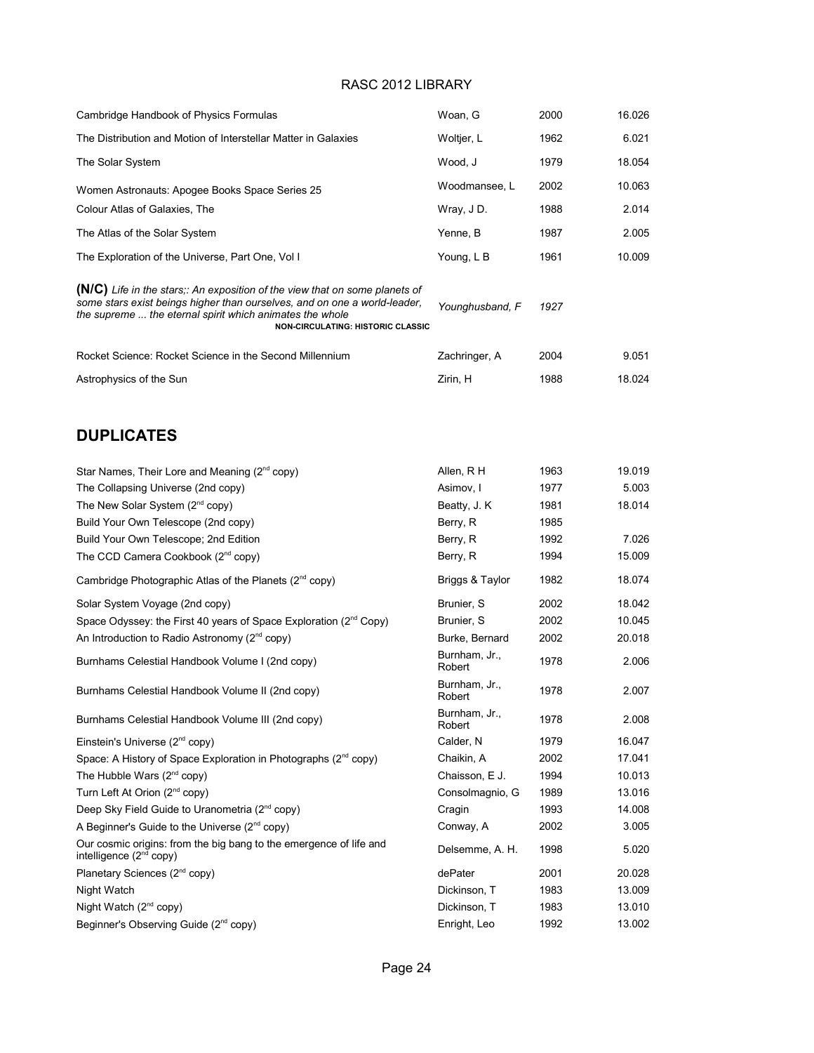| | | | |
|---|---|---|---|
| Cambridge Handbook of Physics Formulas | Woan, G | 2000 | 16.026 |
| The Distribution and Motion of Interstellar Matter in Galaxies | Woltjer, L | 1962 | 6.021 |
| The Solar System | Wood, J | 1979 | 18.054 |
| Women Astronauts: Apogee Books Space Series 25 | Woodmansee, L | 2002 | 10.063 |
| Colour Atlas of Galaxies, The | Wray, J D. | 1988 | 2.014 |
| The Atlas of the Solar System | Yenne, B | 1987 | 2.005 |
| The Exploration of the Universe, Part One, Vol I | Young, L B | 1961 | 10.009 |
| **(N/C)** *Life in the stars;: An exposition of the view that on some planets of some stars exist beings higher than ourselves, and on one a world-leader, the supreme ... the eternal spirit which animates the whole* **NON-CIRCULATING: HISTORIC CLASSIC** | *Younghusband, F* | *1927* | |
| Rocket Science: Rocket Science in the Second Millennium | Zachringer, A | 2004 | 9.051 |
| Astrophysics of the Sun | Zirin, H | 1988 | 18.024 |

## DUPLICATES

| | | | |
|---|---|---|---|
| Star Names, Their Lore and Meaning (2nd copy) | Allen, R H | 1963 | 19.019 |
| The Collapsing Universe (2nd copy) | Asimov, I | 1977 | 5.003 |
| The New Solar System (2nd copy) | Beatty, J. K | 1981 | 18.014 |
| Build Your Own Telescope (2nd copy) | Berry, R | 1985 | |
| Build Your Own Telescope; 2nd Edition | Berry, R | 1992 | 7.026 |
| The CCD Camera Cookbook (2nd copy) | Berry, R | 1994 | 15.009 |
| Cambridge Photographic Atlas of the Planets (2nd copy) | Briggs & Taylor | 1982 | 18.074 |
| Solar System Voyage (2nd copy) | Brunier, S | 2002 | 18.042 |
| Space Odyssey: the First 40 years of Space Exploration (2nd Copy) | Brunier, S | 2002 | 10.045 |
| An Introduction to Radio Astronomy (2nd copy) | Burke, Bernard | 2002 | 20.018 |
| Burnhams Celestial Handbook Volume I (2nd copy) | Burnham, Jr., Robert | 1978 | 2.006 |
| Burnhams Celestial Handbook Volume II (2nd copy) | Burnham, Jr., Robert | 1978 | 2.007 |
| Burnhams Celestial Handbook Volume III (2nd copy) | Burnham, Jr., Robert | 1978 | 2.008 |
| Einstein's Universe (2nd copy) | Calder, N | 1979 | 16.047 |
| Space: A History of Space Exploration in Photographs (2nd copy) | Chaikin, A | 2002 | 17.041 |
| The Hubble Wars (2nd copy) | Chaisson, E J. | 1994 | 10.013 |
| Turn Left At Orion (2nd copy) | Consolmagnio, G | 1989 | 13.016 |
| Deep Sky Field Guide to Uranometria (2nd copy) | Cragin | 1993 | 14.008 |
| A Beginner's Guide to the Universe (2nd copy) | Conway, A | 2002 | 3.005 |
| Our cosmic origins: from the big bang to the emergence of life and intelligence (2nd copy) | Delsemme, A. H. | 1998 | 5.020 |
| Planetary Sciences (2nd copy) | dePater | 2001 | 20.028 |
| Night Watch | Dickinson, T | 1983 | 13.009 |
| Night Watch (2nd copy) | Dickinson, T | 1983 | 13.010 |
| Beginner's Observing Guide (2nd copy) | Enright, Leo | 1992 | 13.002 |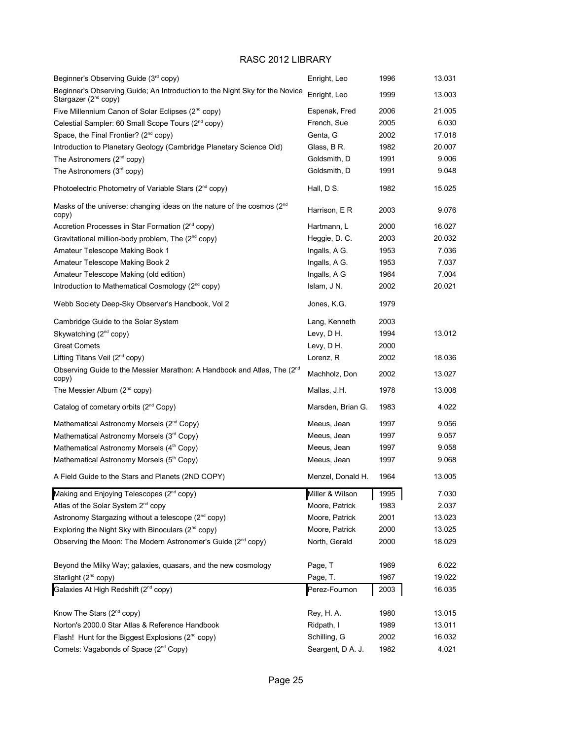# RASC 2012 LIBRARY

| Title | Author | Year | Number |
|---|---|---|---|
| Beginner's Observing Guide (3rd copy) | Enright, Leo | 1996 | 13.031 |
| Beginner's Observing Guide; An Introduction to the Night Sky for the Novice Stargazer (2nd copy) | Enright, Leo | 1999 | 13.003 |
| Five Millennium Canon of Solar Eclipses (2nd copy) | Espenak, Fred | 2006 | 21.005 |
| Celestial Sampler: 60 Small Scope Tours (2nd copy) | French, Sue | 2005 | 6.030 |
| Space, the Final Frontier? (2nd copy) | Genta, G | 2002 | 17.018 |
| Introduction to Planetary Geology (Cambridge Planetary Science Old) | Glass, B R. | 1982 | 20.007 |
| The Astronomers (2nd copy) | Goldsmith, D | 1991 | 9.006 |
| The Astronomers (3rd copy) | Goldsmith, D | 1991 | 9.048 |
| Photoelectric Photometry of Variable Stars (2nd copy) | Hall, D S. | 1982 | 15.025 |
| Masks of the universe: changing ideas on the nature of the cosmos (2nd copy) | Harrison, E R | 2003 | 9.076 |
| Accretion Processes in Star Formation (2nd copy) | Hartmann, L | 2000 | 16.027 |
| Gravitational million-body problem, The (2nd copy) | Heggie, D. C. | 2003 | 20.032 |
| Amateur Telescope Making Book 1 | Ingalls, A G. | 1953 | 7.036 |
| Amateur Telescope Making Book 2 | Ingalls, A G. | 1953 | 7.037 |
| Amateur Telescope Making (old edition) | Ingalls, A G | 1964 | 7.004 |
| Introduction to Mathematical Cosmology (2nd copy) | Islam, J N. | 2002 | 20.021 |
| Webb Society Deep-Sky Observer's Handbook, Vol 2 | Jones, K.G. | 1979 | |
| Cambridge Guide to the Solar System | Lang, Kenneth | 2003 | |
| Skywatching (2nd copy) | Levy, D H. | 1994 | 13.012 |
| Great Comets | Levy, D H. | 2000 | |
| Lifting Titans Veil (2nd copy) | Lorenz, R | 2002 | 18.036 |
| Observing Guide to the Messier Marathon: A Handbook and Atlas, The (2nd copy) | Machholz, Don | 2002 | 13.027 |
| The Messier Album (2nd copy) | Mallas, J.H. | 1978 | 13.008 |
| Catalog of cometary orbits (2nd Copy) | Marsden, Brian G. | 1983 | 4.022 |
| Mathematical Astronomy Morsels (2nd Copy) | Meeus, Jean | 1997 | 9.056 |
| Mathematical Astronomy Morsels (3rd Copy) | Meeus, Jean | 1997 | 9.057 |
| Mathematical Astronomy Morsels (4th Copy) | Meeus, Jean | 1997 | 9.058 |
| Mathematical Astronomy Morsels (5th Copy) | Meeus, Jean | 1997 | 9.068 |
| A Field Guide to the Stars and Planets (2ND COPY) | Menzel, Donald H. | 1964 | 13.005 |
| Making and Enjoying Telescopes (2nd copy) | Miller & Wilson | 1995 | 7.030 |
| Atlas of the Solar System 2nd copy | Moore, Patrick | 1983 | 2.037 |
| Astronomy Stargazing without a telescope (2nd copy) | Moore, Patrick | 2001 | 13.023 |
| Exploring the Night Sky with Binoculars (2nd copy) | Moore, Patrick | 2000 | 13.025 |
| Observing the Moon: The Modern Astronomer's Guide (2nd copy) | North, Gerald | 2000 | 18.029 |
| Beyond the Milky Way; galaxies, quasars, and the new cosmology | Page, T | 1969 | 6.022 |
| Starlight (2nd copy) | Page, T. | 1967 | 19.022 |
| Galaxies At High Redshift (2nd copy) | Perez-Fournon | 2003 | 16.035 |
| Know The Stars (2nd copy) | Rey, H. A. | 1980 | 13.015 |
| Norton's 2000.0 Star Atlas & Reference Handbook | Ridpath, I | 1989 | 13.011 |
| Flash! Hunt for the Biggest Explosions (2nd copy) | Schilling, G | 2002 | 16.032 |
| Comets: Vagabonds of Space (2nd Copy) | Seargent, D A. J. | 1982 | 4.021 |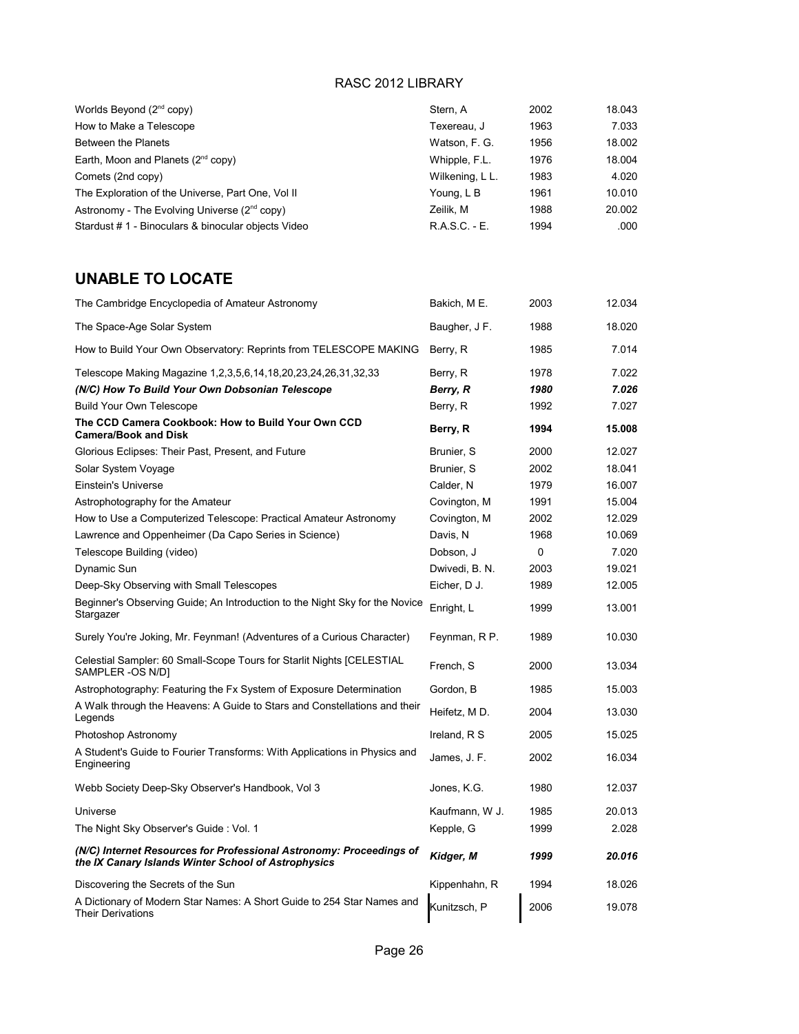| | | | |
|---|---|---|---|
| Worlds Beyond (2nd copy) | Stern, A | 2002 | 18.043 |
| How to Make a Telescope | Texereau, J | 1963 | 7.033 |
| Between the Planets | Watson, F. G. | 1956 | 18.002 |
| Earth, Moon and Planets (2nd copy) | Whipple, F.L. | 1976 | 18.004 |
| Comets (2nd copy) | Wilkening, L L. | 1983 | 4.020 |
| The Exploration of the Universe, Part One, Vol II | Young, L B | 1961 | 10.010 |
| Astronomy - The Evolving Universe (2nd copy) | Zeilik, M | 1988 | 20.002 |
| Stardust # 1 - Binoculars & binocular objects Video | R.A.S.C. - E. | 1994 | .000 |

## UNABLE TO LOCATE

| | | | |
|---|---|---|---|
| The Cambridge Encyclopedia of Amateur Astronomy | Bakich, M E. | 2003 | 12.034 |
| The Space-Age Solar System | Baugher, J F. | 1988 | 18.020 |
| How to Build Your Own Observatory: Reprints from TELESCOPE MAKING | Berry, R | 1985 | 7.014 |
| Telescope Making Magazine 1,2,3,5,6,14,18,20,23,24,26,31,32,33 | Berry, R | 1978 | 7.022 |
| ***(N/C) How To Build Your Own Dobsonian Telescope*** | ***Berry, R*** | ***1980*** | ***7.026*** |
| Build Your Own Telescope | Berry, R | 1992 | 7.027 |
| **The CCD Camera Cookbook: How to Build Your Own CCD Camera/Book and Disk** | **Berry, R** | **1994** | **15.008** |
| Glorious Eclipses: Their Past, Present, and Future | Brunier, S | 2000 | 12.027 |
| Solar System Voyage | Brunier, S | 2002 | 18.041 |
| Einstein's Universe | Calder, N | 1979 | 16.007 |
| Astrophotography for the Amateur | Covington, M | 1991 | 15.004 |
| How to Use a Computerized Telescope: Practical Amateur Astronomy | Covington, M | 2002 | 12.029 |
| Lawrence and Oppenheimer (Da Capo Series in Science) | Davis, N | 1968 | 10.069 |
| Telescope Building (video) | Dobson, J | 0 | 7.020 |
| Dynamic Sun | Dwivedi, B. N. | 2003 | 19.021 |
| Deep-Sky Observing with Small Telescopes | Eicher, D J. | 1989 | 12.005 |
| Beginner's Observing Guide; An Introduction to the Night Sky for the Novice Stargazer | Enright, L | 1999 | 13.001 |
| Surely You're Joking, Mr. Feynman! (Adventures of a Curious Character) | Feynman, R P. | 1989 | 10.030 |
| Celestial Sampler: 60 Small-Scope Tours for Starlit Nights [CELESTIAL SAMPLER -OS N/D] | French, S | 2000 | 13.034 |
| Astrophotography: Featuring the Fx System of Exposure Determination | Gordon, B | 1985 | 15.003 |
| A Walk through the Heavens: A Guide to Stars and Constellations and their Legends | Heifetz, M D. | 2004 | 13.030 |
| Photoshop Astronomy | Ireland, R S | 2005 | 15.025 |
| A Student's Guide to Fourier Transforms: With Applications in Physics and Engineering | James, J. F. | 2002 | 16.034 |
| Webb Society Deep-Sky Observer's Handbook, Vol 3 | Jones, K.G. | 1980 | 12.037 |
| Universe | Kaufmann, W J. | 1985 | 20.013 |
| The Night Sky Observer's Guide : Vol. 1 | Kepple, G | 1999 | 2.028 |
| ***(N/C) Internet Resources for Professional Astronomy: Proceedings of the IX Canary Islands Winter School of Astrophysics*** | ***Kidger, M*** | ***1999*** | ***20.016*** |
| Discovering the Secrets of the Sun | Kippenhahn, R | 1994 | 18.026 |
| A Dictionary of Modern Star Names: A Short Guide to 254 Star Names and Their Derivations | Kunitzsch, P | 2006 | 19.078 |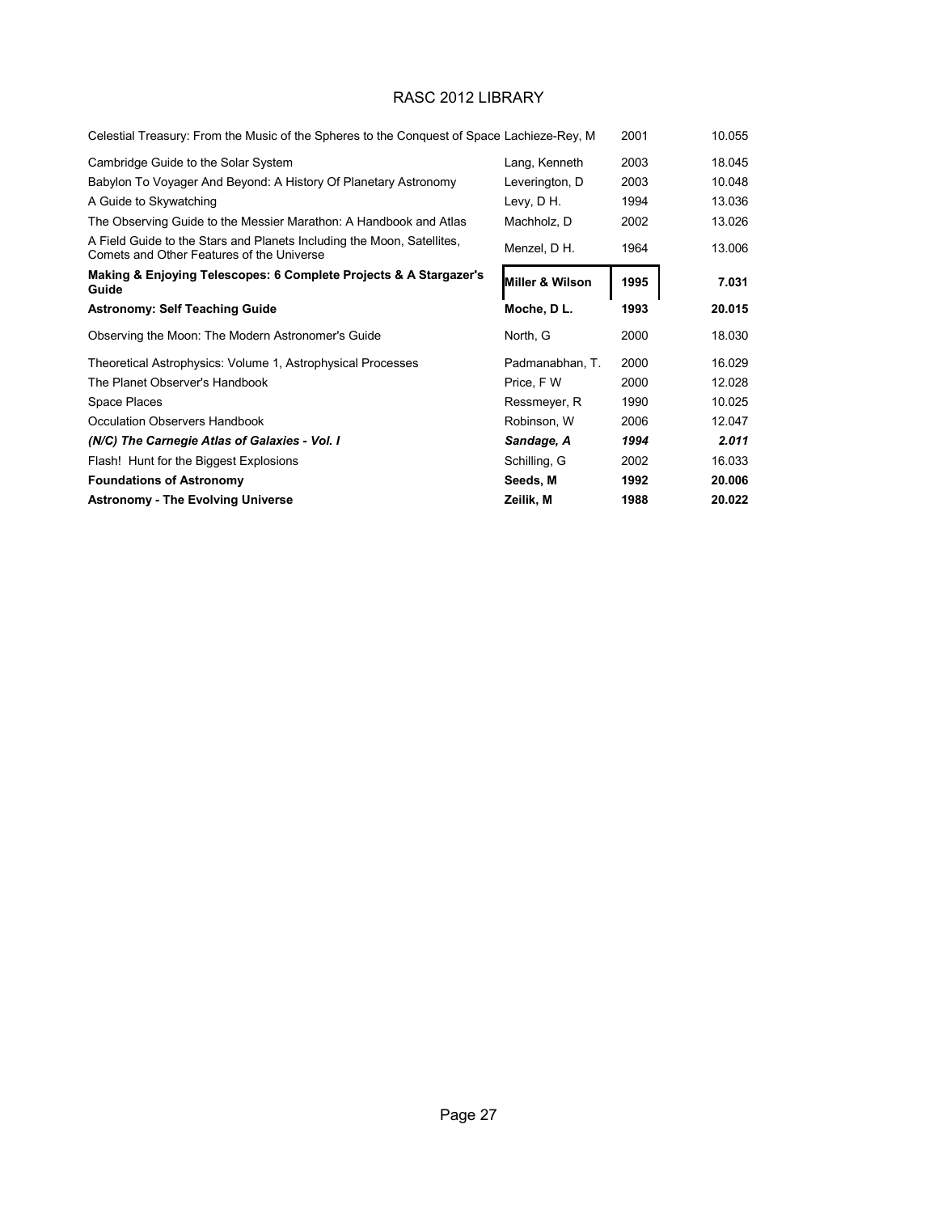| | | | |
|---|---|---|---|
| Celestial Treasury: From the Music of the Spheres to the Conquest of Space | Lachieze-Rey, M | 2001 | 10.055 |
| Cambridge Guide to the Solar System | Lang, Kenneth | 2003 | 18.045 |
| Babylon To Voyager And Beyond: A History Of Planetary Astronomy | Leverington, D | 2003 | 10.048 |
| A Guide to Skywatching | Levy, D H. | 1994 | 13.036 |
| The Observing Guide to the Messier Marathon: A Handbook and Atlas | Machholz, D | 2002 | 13.026 |
| A Field Guide to the Stars and Planets Including the Moon, Satellites, Comets and Other Features of the Universe | Menzel, D H. | 1964 | 13.006 |
| **Making & Enjoying Telescopes: 6 Complete Projects & A Stargazer's Guide** | **Miller & Wilson** | **1995** | **7.031** |
| **Astronomy: Self Teaching Guide** | **Moche, D L.** | **1993** | **20.015** |
| Observing the Moon: The Modern Astronomer's Guide | North, G | 2000 | 18.030 |
| Theoretical Astrophysics: Volume 1, Astrophysical Processes | Padmanabhan, T. | 2000 | 16.029 |
| The Planet Observer's Handbook | Price, F W | 2000 | 12.028 |
| Space Places | Ressmeyer, R | 1990 | 10.025 |
| Occulation Observers Handbook | Robinson, W | 2006 | 12.047 |
| ***(N/C) The Carnegie Atlas of Galaxies - Vol. I*** | ***Sandage, A*** | ***1994*** | ***2.011*** |
| Flash! Hunt for the Biggest Explosions | Schilling, G | 2002 | 16.033 |
| **Foundations of Astronomy** | **Seeds, M** | **1992** | **20.006** |
| **Astronomy - The Evolving Universe** | **Zeilik, M** | **1988** | **20.022** |